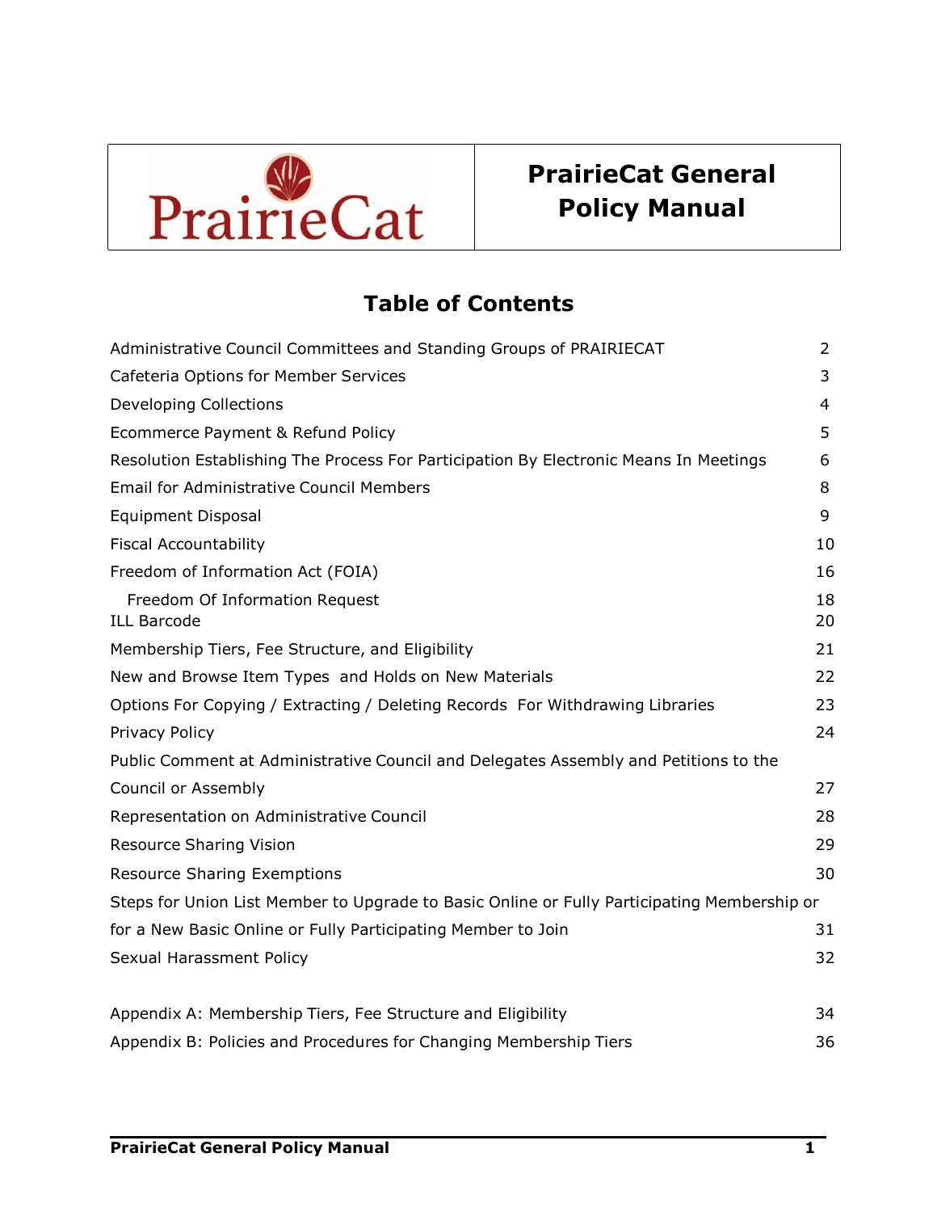PrairieCat

# PrairieCat General Policy Manual

## Table of Contents

| | |
|---|---|
| Administrative Council Committees and Standing Groups of PRAIRIECAT | 2 |
| Cafeteria Options for Member Services | 3 |
| Developing Collections | 4 |
| Ecommerce Payment & Refund Policy | 5 |
| Resolution Establishing The Process For Participation By Electronic Means In Meetings | 6 |
| Email for Administrative Council Members | 8 |
| Equipment Disposal | 9 |
| Fiscal Accountability | 10 |
| Freedom of Information Act (FOIA) | 16 |
| Freedom Of Information Request | 18 |
| ILL Barcode | 20 |
| Membership Tiers, Fee Structure, and Eligibility | 21 |
| New and Browse Item Types and Holds on New Materials | 22 |
| Options For Copying / Extracting / Deleting Records For Withdrawing Libraries | 23 |
| Privacy Policy | 24 |
| Public Comment at Administrative Council and Delegates Assembly and Petitions to the Council or Assembly | 27 |
| Representation on Administrative Council | 28 |
| Resource Sharing Vision | 29 |
| Resource Sharing Exemptions | 30 |
| Steps for Union List Member to Upgrade to Basic Online or Fully Participating Membership or for a New Basic Online or Fully Participating Member to Join | 31 |
| Sexual Harassment Policy | 32 |
| Appendix A: Membership Tiers, Fee Structure and Eligibility | 34 |
| Appendix B: Policies and Procedures for Changing Membership Tiers | 36 |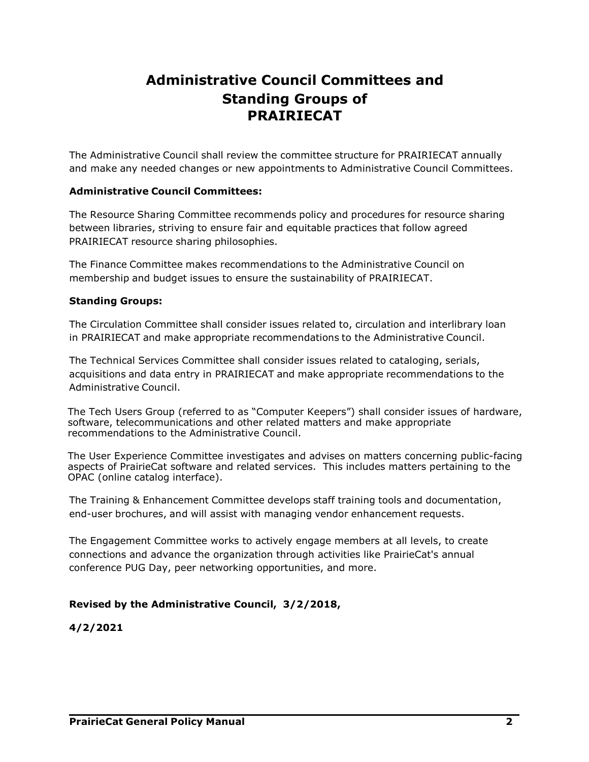# Administrative Council Committees and Standing Groups of PRAIRIECAT

The Administrative Council shall review the committee structure for PRAIRIECAT annually and make any needed changes or new appointments to Administrative Council Committees.

**Administrative Council Committees:**

The Resource Sharing Committee recommends policy and procedures for resource sharing between libraries, striving to ensure fair and equitable practices that follow agreed PRAIRIECAT resource sharing philosophies.

The Finance Committee makes recommendations to the Administrative Council on membership and budget issues to ensure the sustainability of PRAIRIECAT.

**Standing Groups:**

The Circulation Committee shall consider issues related to, circulation and interlibrary loan in PRAIRIECAT and make appropriate recommendations to the Administrative Council.

The Technical Services Committee shall consider issues related to cataloging, serials, acquisitions and data entry in PRAIRIECAT and make appropriate recommendations to the Administrative Council.

The Tech Users Group (referred to as "Computer Keepers") shall consider issues of hardware, software, telecommunications and other related matters and make appropriate recommendations to the Administrative Council.

The User Experience Committee investigates and advises on matters concerning public-facing aspects of PrairieCat software and related services. This includes matters pertaining to the OPAC (online catalog interface).

The Training & Enhancement Committee develops staff training tools and documentation, end-user brochures, and will assist with managing vendor enhancement requests.

The Engagement Committee works to actively engage members at all levels, to create connections and advance the organization through activities like PrairieCat's annual conference PUG Day, peer networking opportunities, and more.

**Revised by the Administrative Council, 3/2/2018,**

**4/2/2021**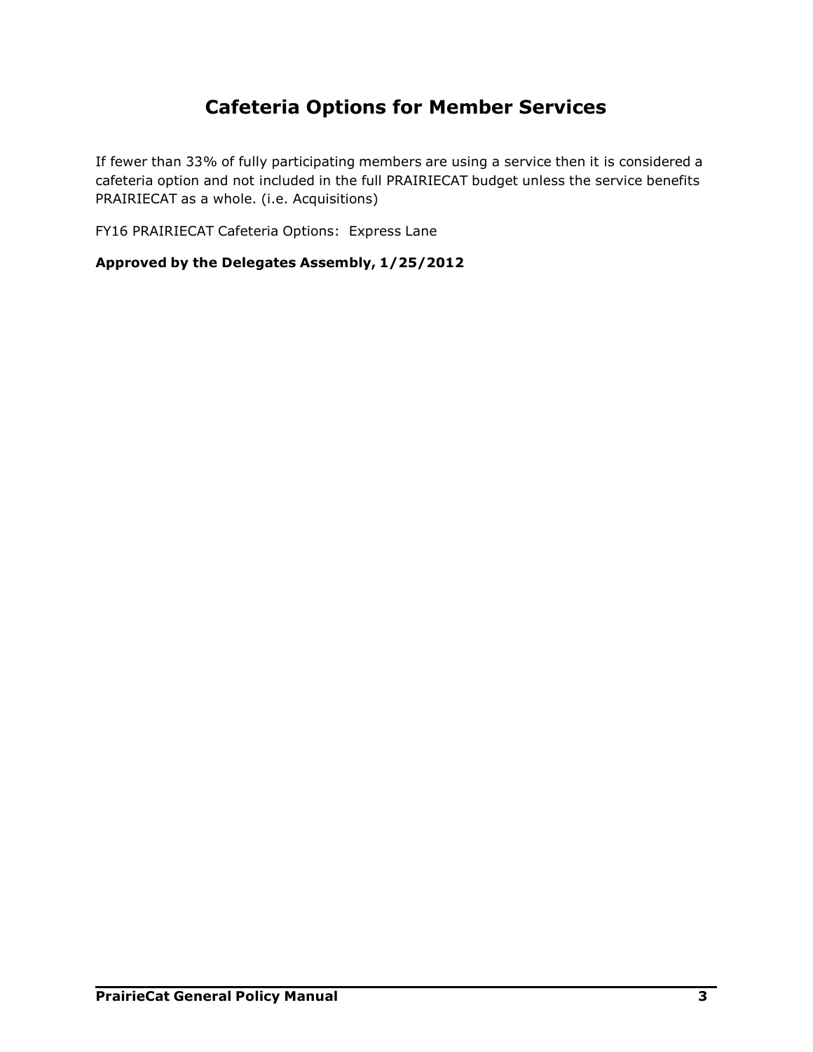# Cafeteria Options for Member Services

If fewer than 33% of fully participating members are using a service then it is considered a cafeteria option and not included in the full PRAIRIECAT budget unless the service benefits PRAIRIECAT as a whole. (i.e. Acquisitions)

FY16 PRAIRIECAT Cafeteria Options: Express Lane

**Approved by the Delegates Assembly, 1/25/2012**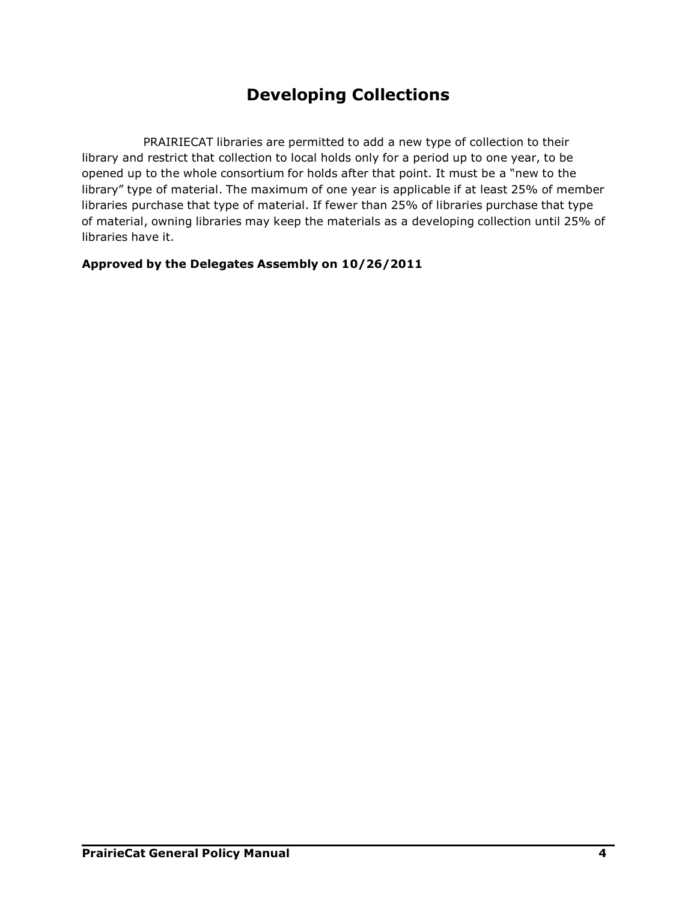# Developing Collections

PRAIRIECAT libraries are permitted to add a new type of collection to their library and restrict that collection to local holds only for a period up to one year, to be opened up to the whole consortium for holds after that point. It must be a "new to the library" type of material. The maximum of one year is applicable if at least 25% of member libraries purchase that type of material. If fewer than 25% of libraries purchase that type of material, owning libraries may keep the materials as a developing collection until 25% of libraries have it.

**Approved by the Delegates Assembly on 10/26/2011**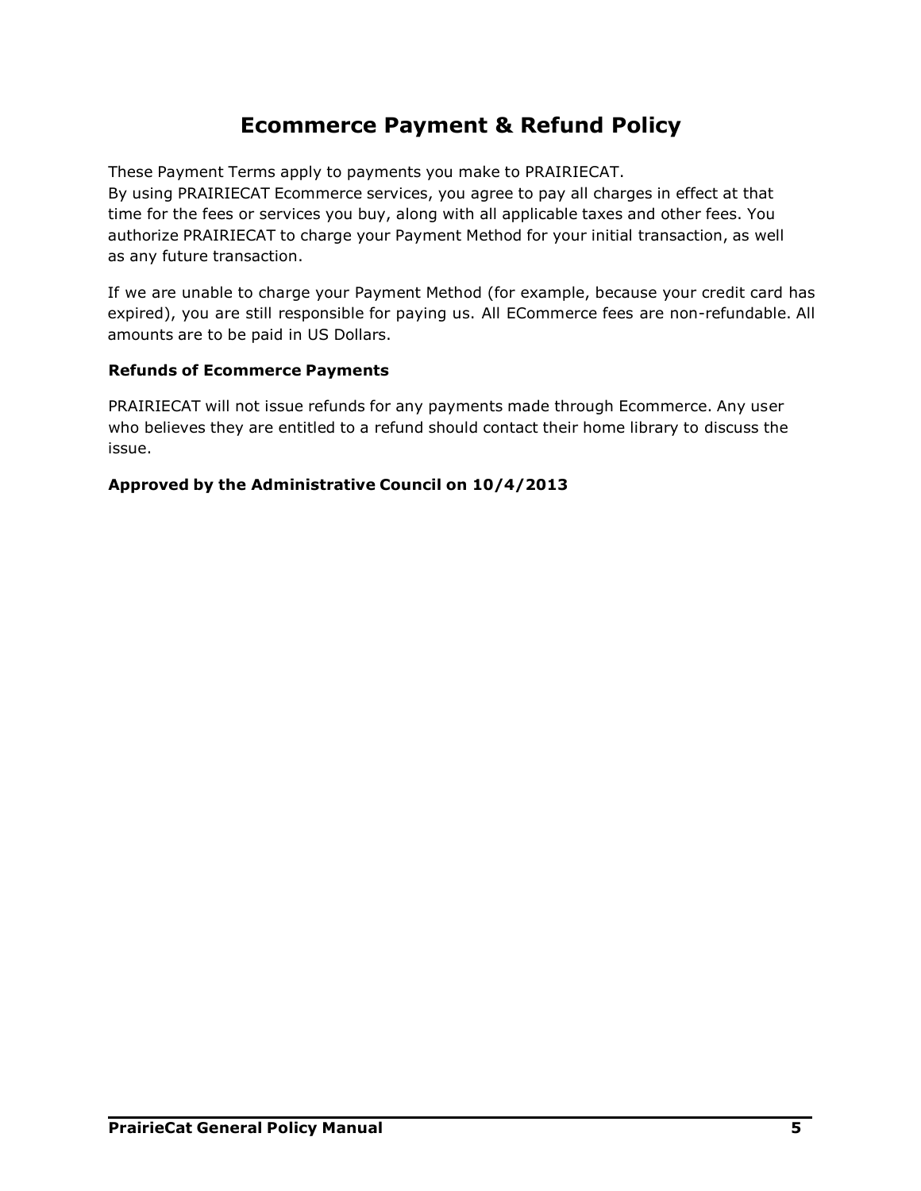# Ecommerce Payment & Refund Policy

These Payment Terms apply to payments you make to PRAIRIECAT.
By using PRAIRIECAT Ecommerce services, you agree to pay all charges in effect at that time for the fees or services you buy, along with all applicable taxes and other fees. You authorize PRAIRIECAT to charge your Payment Method for your initial transaction, as well as any future transaction.

If we are unable to charge your Payment Method (for example, because your credit card has expired), you are still responsible for paying us. All ECommerce fees are non-refundable. All amounts are to be paid in US Dollars.

**Refunds of Ecommerce Payments**

PRAIRIECAT will not issue refunds for any payments made through Ecommerce. Any user who believes they are entitled to a refund should contact their home library to discuss the issue.

**Approved by the Administrative Council on 10/4/2013**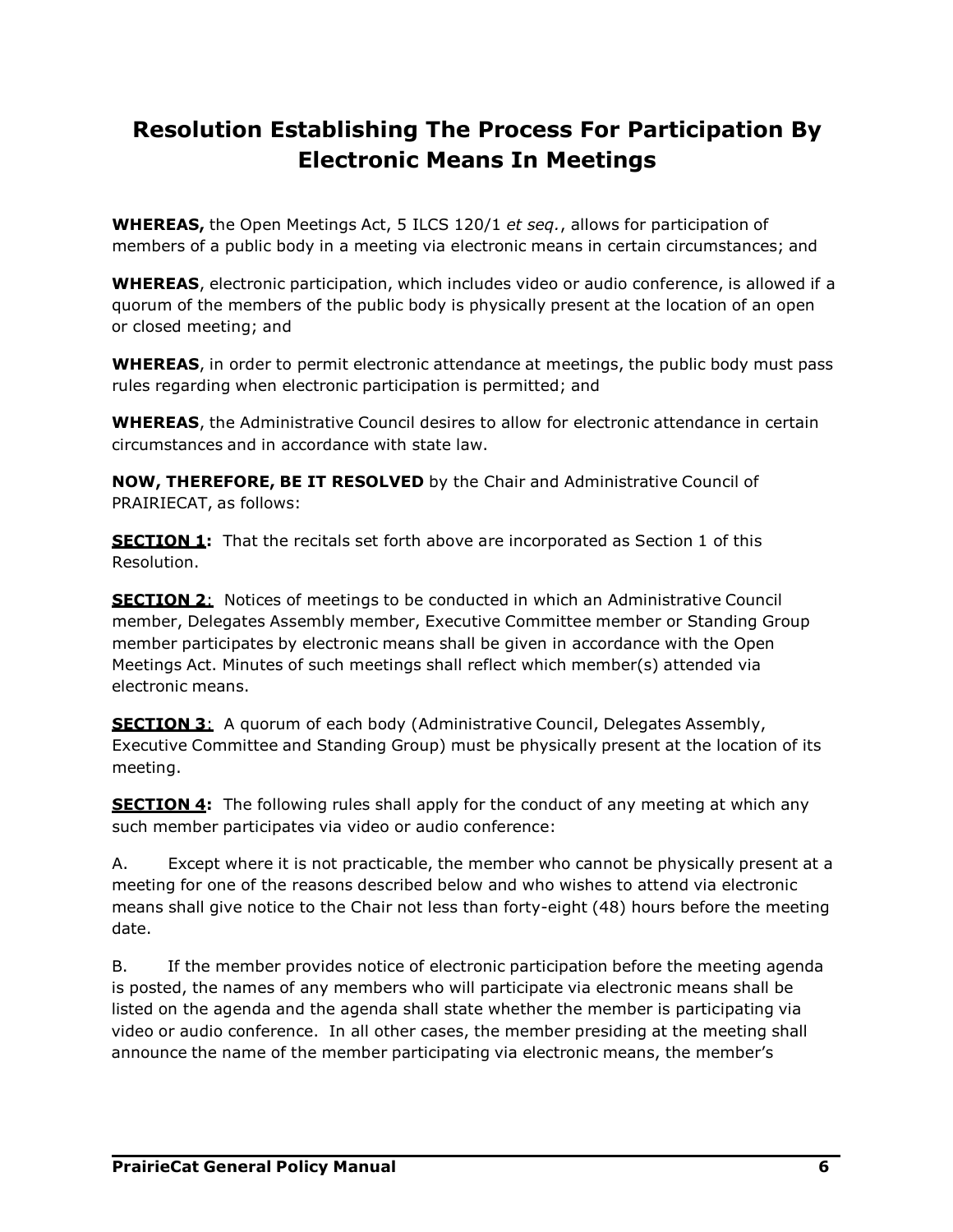# Resolution Establishing The Process For Participation By Electronic Means In Meetings

**WHEREAS,** the Open Meetings Act, 5 ILCS 120/1 *et seq.*, allows for participation of members of a public body in a meeting via electronic means in certain circumstances; and

**WHEREAS**, electronic participation, which includes video or audio conference, is allowed if a quorum of the members of the public body is physically present at the location of an open or closed meeting; and

**WHEREAS**, in order to permit electronic attendance at meetings, the public body must pass rules regarding when electronic participation is permitted; and

**WHEREAS**, the Administrative Council desires to allow for electronic attendance in certain circumstances and in accordance with state law.

**NOW, THEREFORE, BE IT RESOLVED** by the Chair and Administrative Council of PRAIRIECAT, as follows:

**SECTION 1:** That the recitals set forth above are incorporated as Section 1 of this Resolution.

**SECTION 2**: Notices of meetings to be conducted in which an Administrative Council member, Delegates Assembly member, Executive Committee member or Standing Group member participates by electronic means shall be given in accordance with the Open Meetings Act. Minutes of such meetings shall reflect which member(s) attended via electronic means.

**SECTION 3**: A quorum of each body (Administrative Council, Delegates Assembly, Executive Committee and Standing Group) must be physically present at the location of its meeting.

**SECTION 4:** The following rules shall apply for the conduct of any meeting at which any such member participates via video or audio conference:

A. Except where it is not practicable, the member who cannot be physically present at a meeting for one of the reasons described below and who wishes to attend via electronic means shall give notice to the Chair not less than forty-eight (48) hours before the meeting date.

B. If the member provides notice of electronic participation before the meeting agenda is posted, the names of any members who will participate via electronic means shall be listed on the agenda and the agenda shall state whether the member is participating via video or audio conference. In all other cases, the member presiding at the meeting shall announce the name of the member participating via electronic means, the member's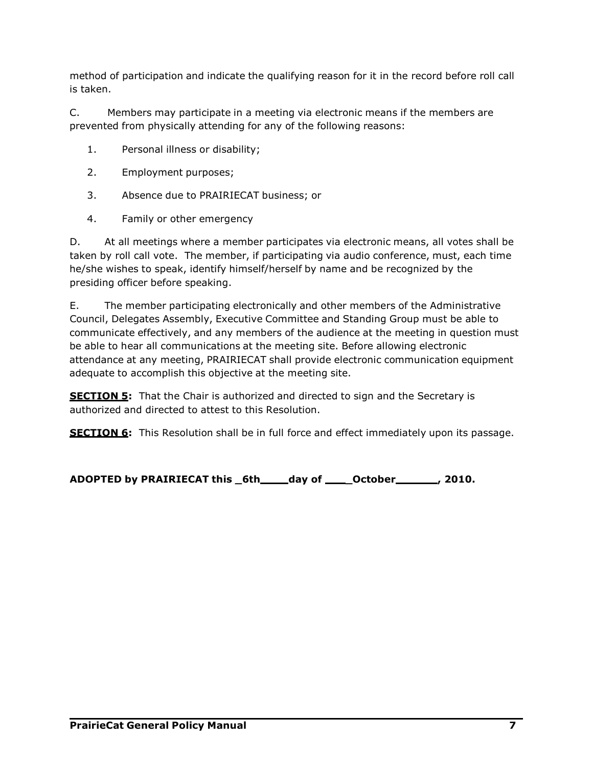method of participation and indicate the qualifying reason for it in the record before roll call is taken.

C. Members may participate in a meeting via electronic means if the members are prevented from physically attending for any of the following reasons:

1. Personal illness or disability;
2. Employment purposes;
3. Absence due to PRAIRIECAT business; or
4. Family or other emergency

D. At all meetings where a member participates via electronic means, all votes shall be taken by roll call vote. The member, if participating via audio conference, must, each time he/she wishes to speak, identify himself/herself by name and be recognized by the presiding officer before speaking.

E. The member participating electronically and other members of the Administrative Council, Delegates Assembly, Executive Committee and Standing Group must be able to communicate effectively, and any members of the audience at the meeting in question must be able to hear all communications at the meeting site. Before allowing electronic attendance at any meeting, PRAIRIECAT shall provide electronic communication equipment adequate to accomplish this objective at the meeting site.

**SECTION 5:** That the Chair is authorized and directed to sign and the Secretary is authorized and directed to attest to this Resolution.

**SECTION 6:** This Resolution shall be in full force and effect immediately upon its passage.

**ADOPTED by PRAIRIECAT this _6th____day of ____October______, 2010.**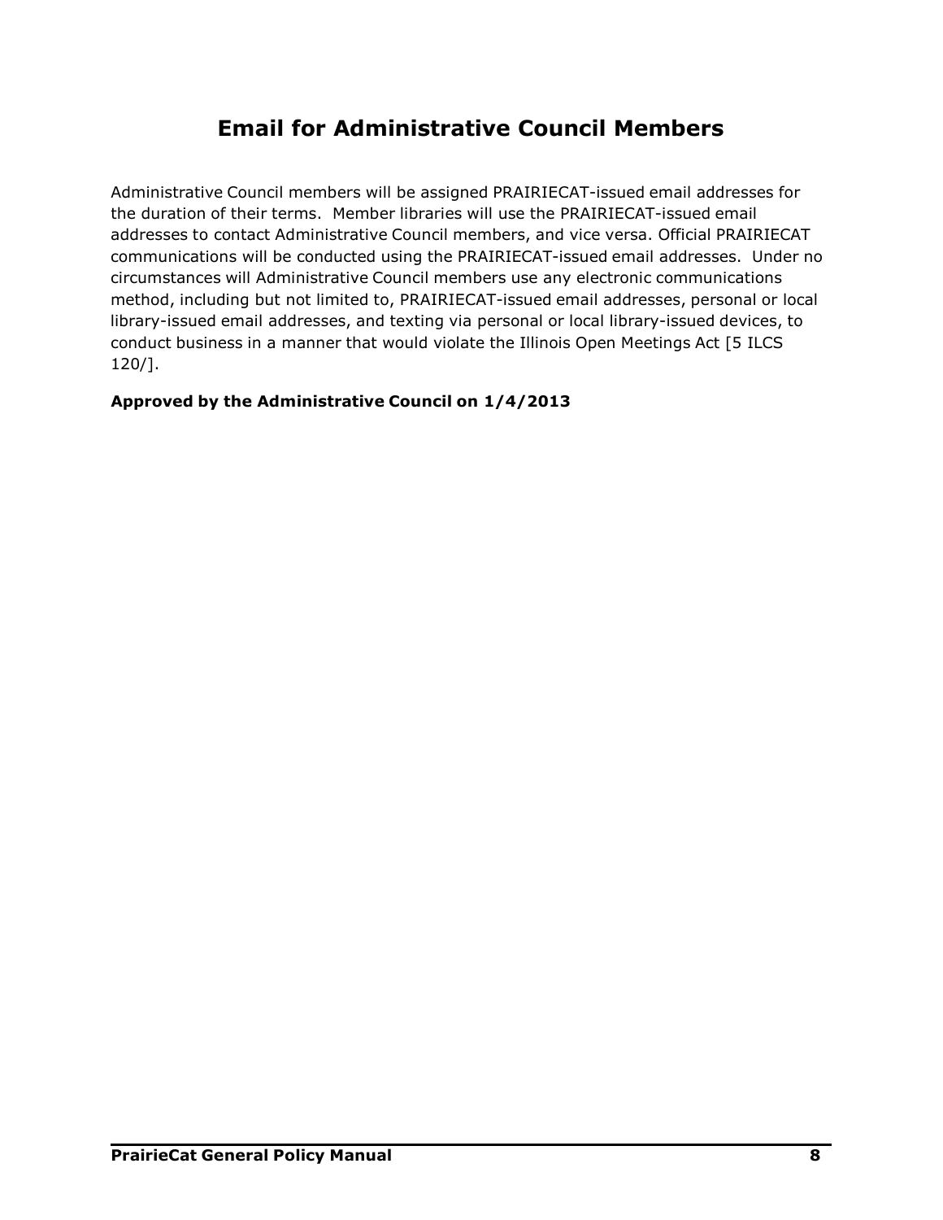# Email for Administrative Council Members

Administrative Council members will be assigned PRAIRIECAT-issued email addresses for the duration of their terms. Member libraries will use the PRAIRIECAT-issued email addresses to contact Administrative Council members, and vice versa. Official PRAIRIECAT communications will be conducted using the PRAIRIECAT-issued email addresses. Under no circumstances will Administrative Council members use any electronic communications method, including but not limited to, PRAIRIECAT-issued email addresses, personal or local library-issued email addresses, and texting via personal or local library-issued devices, to conduct business in a manner that would violate the Illinois Open Meetings Act [5 ILCS 120/].

**Approved by the Administrative Council on 1/4/2013**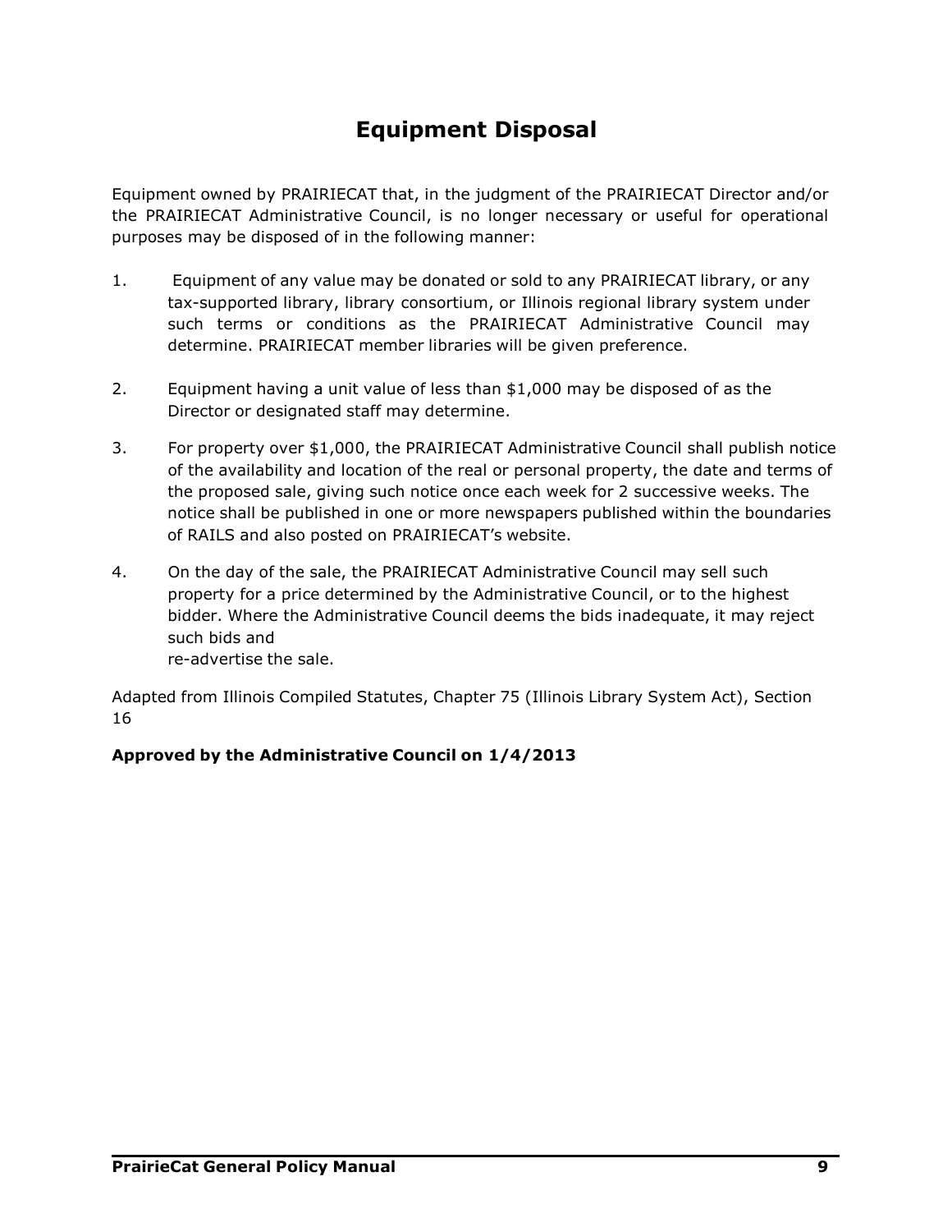# Equipment Disposal

Equipment owned by PRAIRIECAT that, in the judgment of the PRAIRIECAT Director and/or the PRAIRIECAT Administrative Council, is no longer necessary or useful for operational purposes may be disposed of in the following manner:

1. Equipment of any value may be donated or sold to any PRAIRIECAT library, or any tax-supported library, library consortium, or Illinois regional library system under such terms or conditions as the PRAIRIECAT Administrative Council may determine. PRAIRIECAT member libraries will be given preference.

2. Equipment having a unit value of less than $1,000 may be disposed of as the Director or designated staff may determine.

3. For property over $1,000, the PRAIRIECAT Administrative Council shall publish notice of the availability and location of the real or personal property, the date and terms of the proposed sale, giving such notice once each week for 2 successive weeks. The notice shall be published in one or more newspapers published within the boundaries of RAILS and also posted on PRAIRIECAT's website.

4. On the day of the sale, the PRAIRIECAT Administrative Council may sell such property for a price determined by the Administrative Council, or to the highest bidder. Where the Administrative Council deems the bids inadequate, it may reject such bids and re-advertise the sale.

Adapted from Illinois Compiled Statutes, Chapter 75 (Illinois Library System Act), Section 16

**Approved by the Administrative Council on 1/4/2013**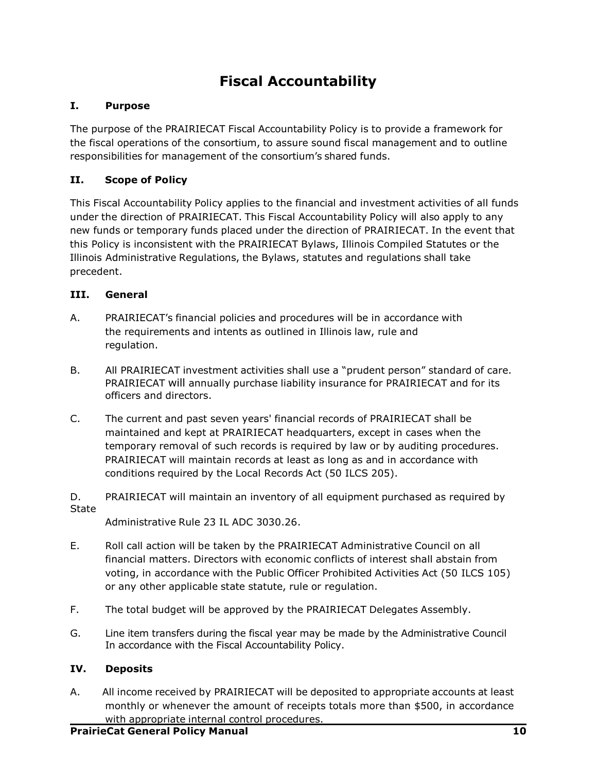# Fiscal Accountability

## I. Purpose

The purpose of the PRAIRIECAT Fiscal Accountability Policy is to provide a framework for the fiscal operations of the consortium, to assure sound fiscal management and to outline responsibilities for management of the consortium's shared funds.

## II. Scope of Policy

This Fiscal Accountability Policy applies to the financial and investment activities of all funds under the direction of PRAIRIECAT. This Fiscal Accountability Policy will also apply to any new funds or temporary funds placed under the direction of PRAIRIECAT. In the event that this Policy is inconsistent with the PRAIRIECAT Bylaws, Illinois Compiled Statutes or the Illinois Administrative Regulations, the Bylaws, statutes and regulations shall take precedent.

## III. General

A. PRAIRIECAT's financial policies and procedures will be in accordance with the requirements and intents as outlined in Illinois law, rule and regulation.

B. All PRAIRIECAT investment activities shall use a "prudent person" standard of care. PRAIRIECAT will annually purchase liability insurance for PRAIRIECAT and for its officers and directors.

C. The current and past seven years' financial records of PRAIRIECAT shall be maintained and kept at PRAIRIECAT headquarters, except in cases when the temporary removal of such records is required by law or by auditing procedures. PRAIRIECAT will maintain records at least as long as and in accordance with conditions required by the Local Records Act (50 ILCS 205).

D. PRAIRIECAT will maintain an inventory of all equipment purchased as required by State Administrative Rule 23 IL ADC 3030.26.

E. Roll call action will be taken by the PRAIRIECAT Administrative Council on all financial matters. Directors with economic conflicts of interest shall abstain from voting, in accordance with the Public Officer Prohibited Activities Act (50 ILCS 105) or any other applicable state statute, rule or regulation.

F. The total budget will be approved by the PRAIRIECAT Delegates Assembly.

G. Line item transfers during the fiscal year may be made by the Administrative Council In accordance with the Fiscal Accountability Policy.

## IV. Deposits

A. All income received by PRAIRIECAT will be deposited to appropriate accounts at least monthly or whenever the amount of receipts totals more than $500, in accordance with appropriate internal control procedures.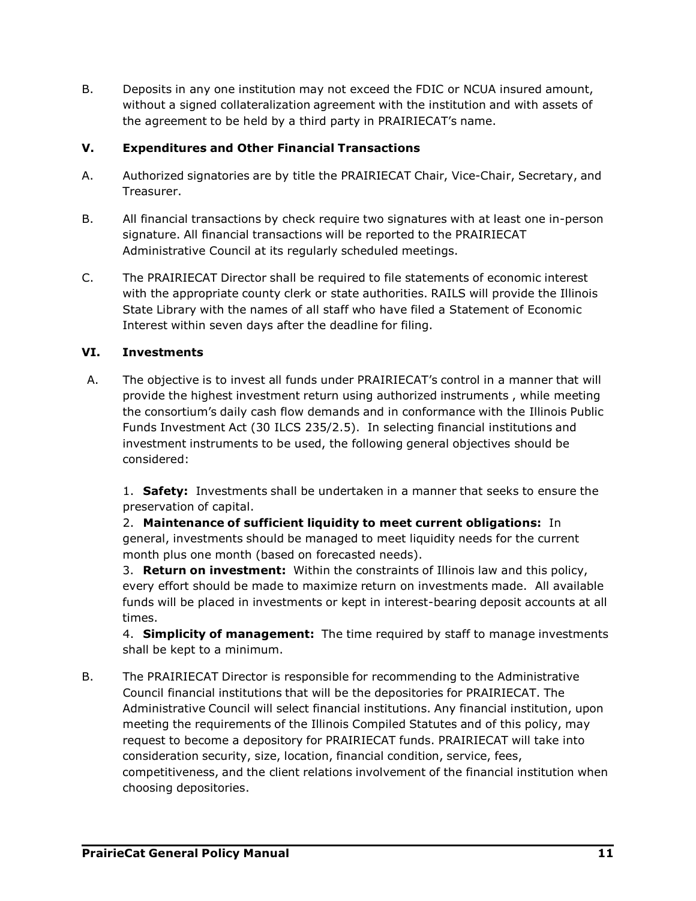B. Deposits in any one institution may not exceed the FDIC or NCUA insured amount, without a signed collateralization agreement with the institution and with assets of the agreement to be held by a third party in PRAIRIECAT's name.

## V. Expenditures and Other Financial Transactions

A. Authorized signatories are by title the PRAIRIECAT Chair, Vice-Chair, Secretary, and Treasurer.

B. All financial transactions by check require two signatures with at least one in-person signature. All financial transactions will be reported to the PRAIRIECAT Administrative Council at its regularly scheduled meetings.

C. The PRAIRIECAT Director shall be required to file statements of economic interest with the appropriate county clerk or state authorities. RAILS will provide the Illinois State Library with the names of all staff who have filed a Statement of Economic Interest within seven days after the deadline for filing.

## VI. Investments

A. The objective is to invest all funds under PRAIRIECAT's control in a manner that will provide the highest investment return using authorized instruments , while meeting the consortium's daily cash flow demands and in conformance with the Illinois Public Funds Investment Act (30 ILCS 235/2.5). In selecting financial institutions and investment instruments to be used, the following general objectives should be considered:

1. **Safety:** Investments shall be undertaken in a manner that seeks to ensure the preservation of capital.
2. **Maintenance of sufficient liquidity to meet current obligations:** In general, investments should be managed to meet liquidity needs for the current month plus one month (based on forecasted needs).
3. **Return on investment:** Within the constraints of Illinois law and this policy, every effort should be made to maximize return on investments made. All available funds will be placed in investments or kept in interest-bearing deposit accounts at all times.
4. **Simplicity of management:** The time required by staff to manage investments shall be kept to a minimum.

B. The PRAIRIECAT Director is responsible for recommending to the Administrative Council financial institutions that will be the depositories for PRAIRIECAT. The Administrative Council will select financial institutions. Any financial institution, upon meeting the requirements of the Illinois Compiled Statutes and of this policy, may request to become a depository for PRAIRIECAT funds. PRAIRIECAT will take into consideration security, size, location, financial condition, service, fees, competitiveness, and the client relations involvement of the financial institution when choosing depositories.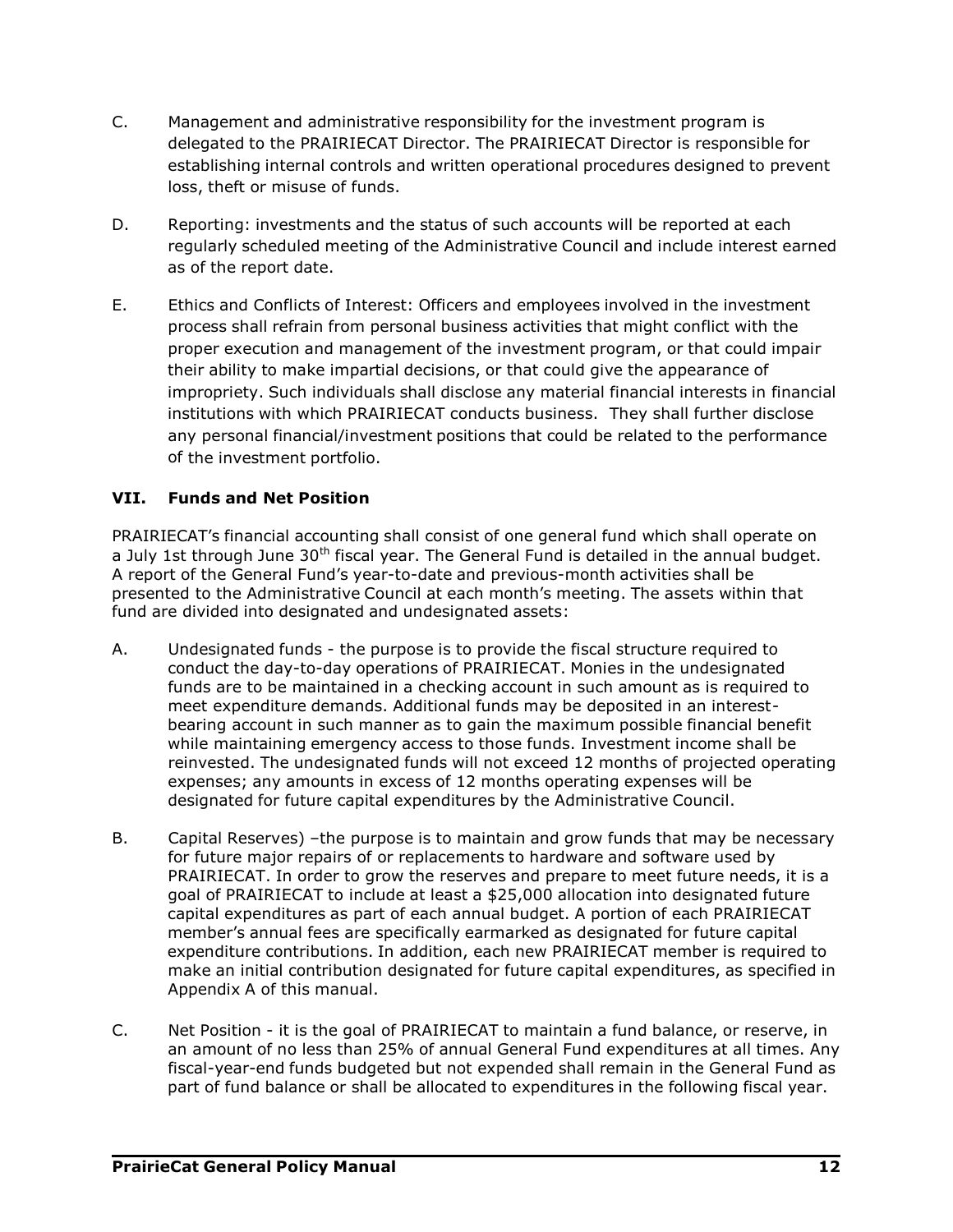C. Management and administrative responsibility for the investment program is delegated to the PRAIRIECAT Director. The PRAIRIECAT Director is responsible for establishing internal controls and written operational procedures designed to prevent loss, theft or misuse of funds.

D. Reporting: investments and the status of such accounts will be reported at each regularly scheduled meeting of the Administrative Council and include interest earned as of the report date.

E. Ethics and Conflicts of Interest: Officers and employees involved in the investment process shall refrain from personal business activities that might conflict with the proper execution and management of the investment program, or that could impair their ability to make impartial decisions, or that could give the appearance of impropriety. Such individuals shall disclose any material financial interests in financial institutions with which PRAIRIECAT conducts business. They shall further disclose any personal financial/investment positions that could be related to the performance of the investment portfolio.

### VII. Funds and Net Position

PRAIRIECAT's financial accounting shall consist of one general fund which shall operate on a July 1st through June 30th fiscal year. The General Fund is detailed in the annual budget. A report of the General Fund's year-to-date and previous-month activities shall be presented to the Administrative Council at each month's meeting. The assets within that fund are divided into designated and undesignated assets:

A. Undesignated funds - the purpose is to provide the fiscal structure required to conduct the day-to-day operations of PRAIRIECAT. Monies in the undesignated funds are to be maintained in a checking account in such amount as is required to meet expenditure demands. Additional funds may be deposited in an interest-bearing account in such manner as to gain the maximum possible financial benefit while maintaining emergency access to those funds. Investment income shall be reinvested. The undesignated funds will not exceed 12 months of projected operating expenses; any amounts in excess of 12 months operating expenses will be designated for future capital expenditures by the Administrative Council.

B. Capital Reserves) –the purpose is to maintain and grow funds that may be necessary for future major repairs of or replacements to hardware and software used by PRAIRIECAT. In order to grow the reserves and prepare to meet future needs, it is a goal of PRAIRIECAT to include at least a $25,000 allocation into designated future capital expenditures as part of each annual budget. A portion of each PRAIRIECAT member's annual fees are specifically earmarked as designated for future capital expenditure contributions. In addition, each new PRAIRIECAT member is required to make an initial contribution designated for future capital expenditures, as specified in Appendix A of this manual.

C. Net Position - it is the goal of PRAIRIECAT to maintain a fund balance, or reserve, in an amount of no less than 25% of annual General Fund expenditures at all times. Any fiscal-year-end funds budgeted but not expended shall remain in the General Fund as part of fund balance or shall be allocated to expenditures in the following fiscal year.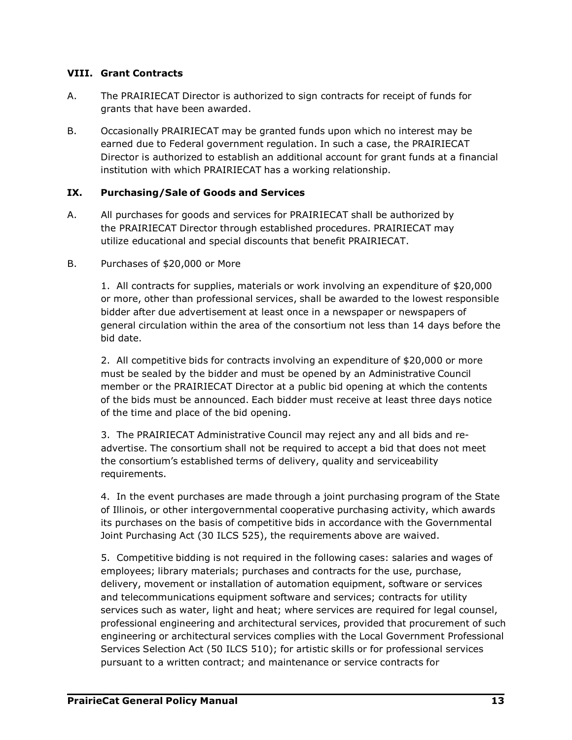## VIII. Grant Contracts

A. The PRAIRIECAT Director is authorized to sign contracts for receipt of funds for grants that have been awarded.

B. Occasionally PRAIRIECAT may be granted funds upon which no interest may be earned due to Federal government regulation. In such a case, the PRAIRIECAT Director is authorized to establish an additional account for grant funds at a financial institution with which PRAIRIECAT has a working relationship.

## IX. Purchasing/Sale of Goods and Services

A. All purchases for goods and services for PRAIRIECAT shall be authorized by the PRAIRIECAT Director through established procedures. PRAIRIECAT may utilize educational and special discounts that benefit PRAIRIECAT.

B. Purchases of $20,000 or More

1. All contracts for supplies, materials or work involving an expenditure of $20,000 or more, other than professional services, shall be awarded to the lowest responsible bidder after due advertisement at least once in a newspaper or newspapers of general circulation within the area of the consortium not less than 14 days before the bid date.

2. All competitive bids for contracts involving an expenditure of $20,000 or more must be sealed by the bidder and must be opened by an Administrative Council member or the PRAIRIECAT Director at a public bid opening at which the contents of the bids must be announced. Each bidder must receive at least three days notice of the time and place of the bid opening.

3. The PRAIRIECAT Administrative Council may reject any and all bids and re-advertise. The consortium shall not be required to accept a bid that does not meet the consortium's established terms of delivery, quality and serviceability requirements.

4. In the event purchases are made through a joint purchasing program of the State of Illinois, or other intergovernmental cooperative purchasing activity, which awards its purchases on the basis of competitive bids in accordance with the Governmental Joint Purchasing Act (30 ILCS 525), the requirements above are waived.

5. Competitive bidding is not required in the following cases: salaries and wages of employees; library materials; purchases and contracts for the use, purchase, delivery, movement or installation of automation equipment, software or services and telecommunications equipment software and services; contracts for utility services such as water, light and heat; where services are required for legal counsel, professional engineering and architectural services, provided that procurement of such engineering or architectural services complies with the Local Government Professional Services Selection Act (50 ILCS 510); for artistic skills or for professional services pursuant to a written contract; and maintenance or service contracts for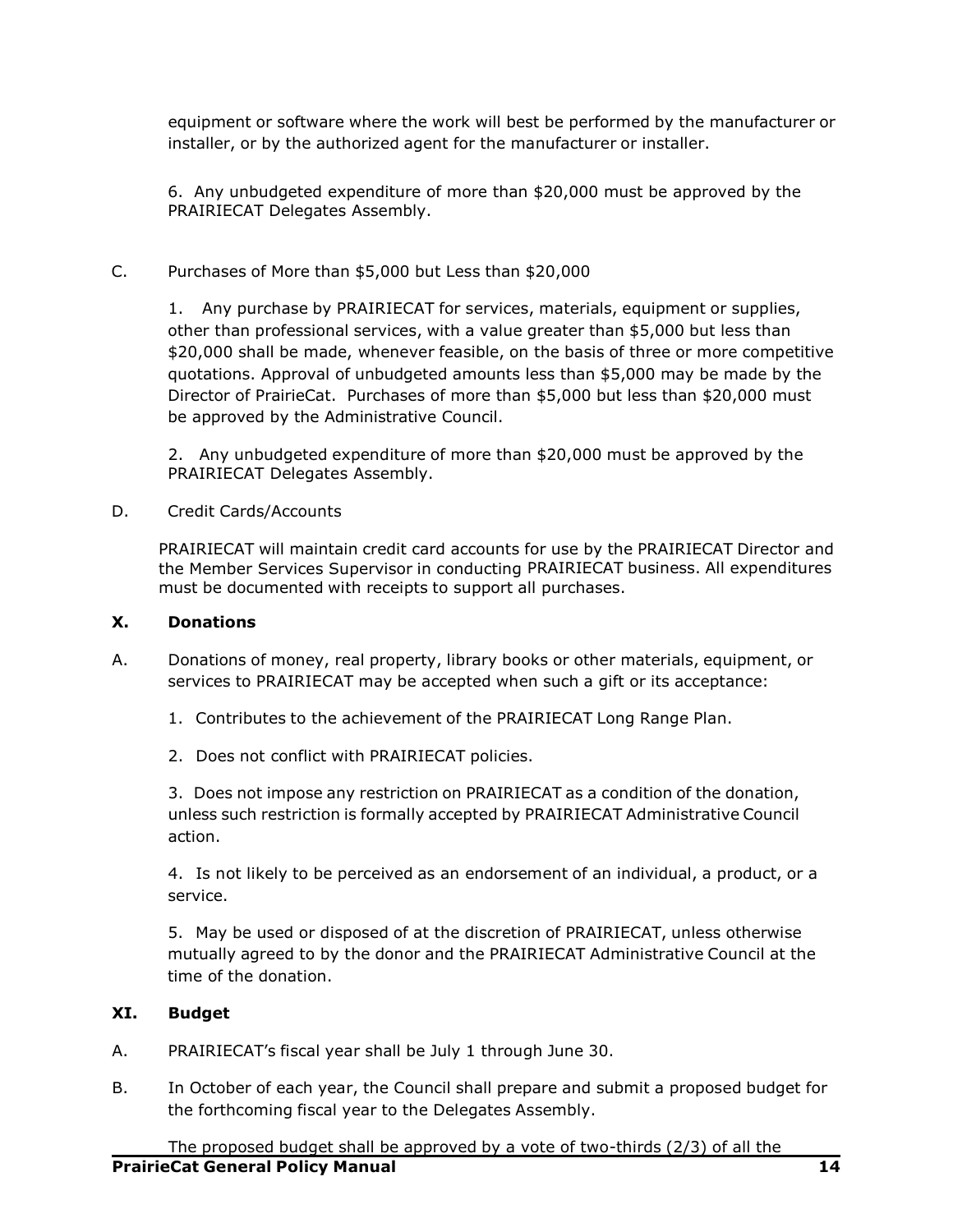equipment or software where the work will best be performed by the manufacturer or installer, or by the authorized agent for the manufacturer or installer.

6. Any unbudgeted expenditure of more than $20,000 must be approved by the PRAIRIECAT Delegates Assembly.

C. Purchases of More than $5,000 but Less than $20,000

1. Any purchase by PRAIRIECAT for services, materials, equipment or supplies, other than professional services, with a value greater than $5,000 but less than $20,000 shall be made, whenever feasible, on the basis of three or more competitive quotations. Approval of unbudgeted amounts less than $5,000 may be made by the Director of PrairieCat. Purchases of more than $5,000 but less than $20,000 must be approved by the Administrative Council.

2. Any unbudgeted expenditure of more than $20,000 must be approved by the PRAIRIECAT Delegates Assembly.

D. Credit Cards/Accounts

PRAIRIECAT will maintain credit card accounts for use by the PRAIRIECAT Director and the Member Services Supervisor in conducting PRAIRIECAT business. All expenditures must be documented with receipts to support all purchases.

## X. Donations

A. Donations of money, real property, library books or other materials, equipment, or services to PRAIRIECAT may be accepted when such a gift or its acceptance:

1. Contributes to the achievement of the PRAIRIECAT Long Range Plan.

2. Does not conflict with PRAIRIECAT policies.

3. Does not impose any restriction on PRAIRIECAT as a condition of the donation, unless such restriction is formally accepted by PRAIRIECAT Administrative Council action.

4. Is not likely to be perceived as an endorsement of an individual, a product, or a service.

5. May be used or disposed of at the discretion of PRAIRIECAT, unless otherwise mutually agreed to by the donor and the PRAIRIECAT Administrative Council at the time of the donation.

## XI. Budget

A. PRAIRIECAT's fiscal year shall be July 1 through June 30.

B. In October of each year, the Council shall prepare and submit a proposed budget for the forthcoming fiscal year to the Delegates Assembly.

The proposed budget shall be approved by a vote of two-thirds (2/3) of all the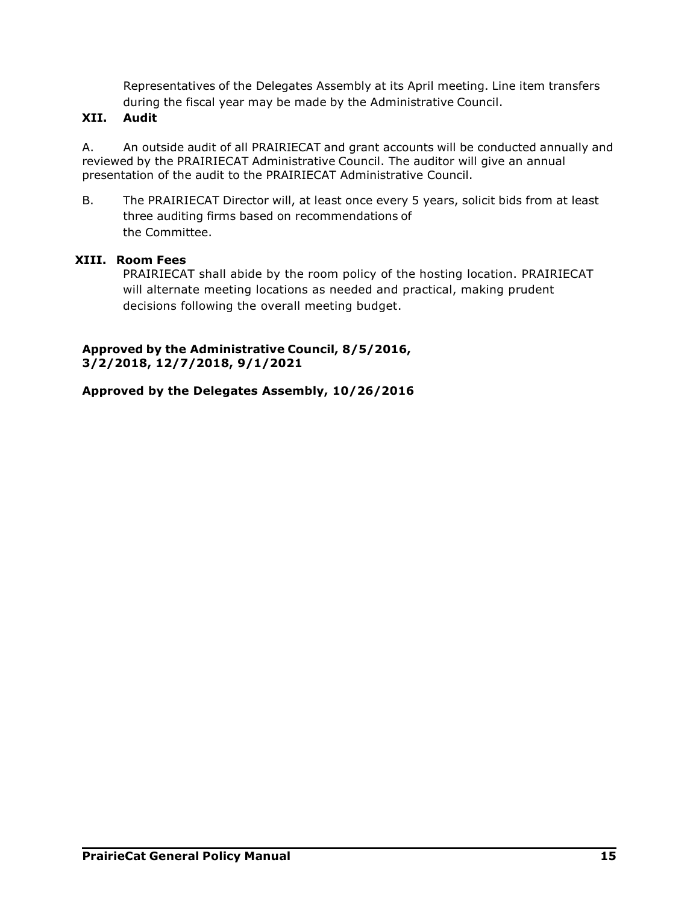Representatives of the Delegates Assembly at its April meeting. Line item transfers during the fiscal year may be made by the Administrative Council.

## XII. Audit

A. An outside audit of all PRAIRIECAT and grant accounts will be conducted annually and reviewed by the PRAIRIECAT Administrative Council. The auditor will give an annual presentation of the audit to the PRAIRIECAT Administrative Council.

B. The PRAIRIECAT Director will, at least once every 5 years, solicit bids from at least three auditing firms based on recommendations of the Committee.

## XIII. Room Fees

PRAIRIECAT shall abide by the room policy of the hosting location. PRAIRIECAT will alternate meeting locations as needed and practical, making prudent decisions following the overall meeting budget.

**Approved by the Administrative Council, 8/5/2016, 3/2/2018, 12/7/2018, 9/1/2021**

**Approved by the Delegates Assembly, 10/26/2016**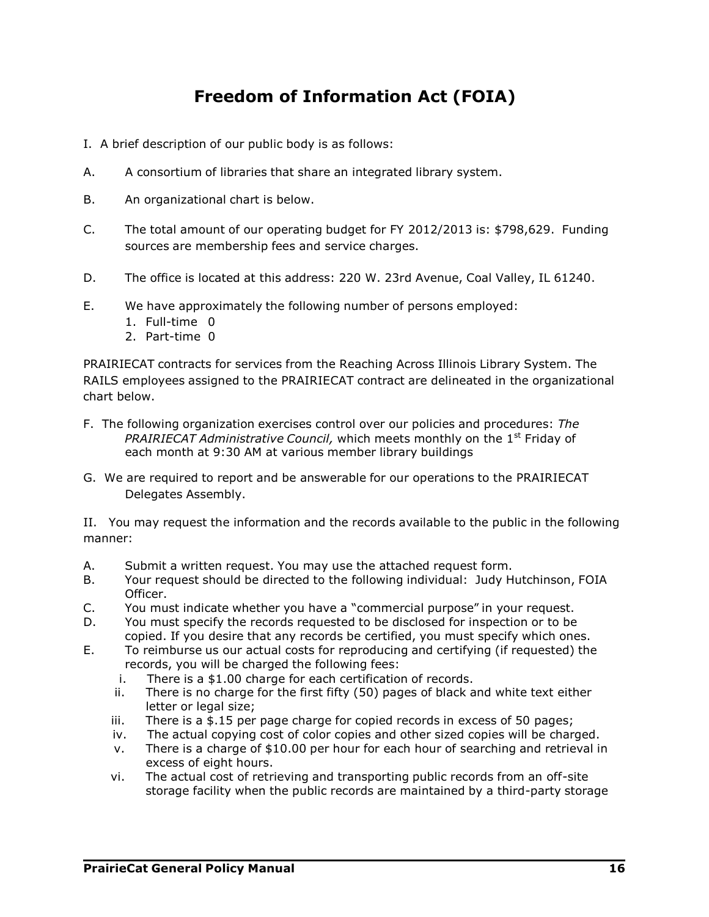# Freedom of Information Act (FOIA)

I. A brief description of our public body is as follows:

A. A consortium of libraries that share an integrated library system.

B. An organizational chart is below.

C. The total amount of our operating budget for FY 2012/2013 is: $798,629. Funding sources are membership fees and service charges.

D. The office is located at this address: 220 W. 23rd Avenue, Coal Valley, IL 61240.

E. We have approximately the following number of persons employed:
   1. Full-time 0
   2. Part-time 0

PRAIRIECAT contracts for services from the Reaching Across Illinois Library System. The RAILS employees assigned to the PRAIRIECAT contract are delineated in the organizational chart below.

F. The following organization exercises control over our policies and procedures: *The PRAIRIECAT Administrative Council,* which meets monthly on the 1st Friday of each month at 9:30 AM at various member library buildings

G. We are required to report and be answerable for our operations to the PRAIRIECAT Delegates Assembly.

II. You may request the information and the records available to the public in the following manner:

A. Submit a written request. You may use the attached request form.

B. Your request should be directed to the following individual: Judy Hutchinson, FOIA Officer.

C. You must indicate whether you have a "commercial purpose" in your request.

D. You must specify the records requested to be disclosed for inspection or to be copied. If you desire that any records be certified, you must specify which ones.

E. To reimburse us our actual costs for reproducing and certifying (if requested) the records, you will be charged the following fees:
   i. There is a $1.00 charge for each certification of records.
   ii. There is no charge for the first fifty (50) pages of black and white text either letter or legal size;
   iii. There is a $.15 per page charge for copied records in excess of 50 pages;
   iv. The actual copying cost of color copies and other sized copies will be charged.
   v. There is a charge of $10.00 per hour for each hour of searching and retrieval in excess of eight hours.
   vi. The actual cost of retrieving and transporting public records from an off-site storage facility when the public records are maintained by a third-party storage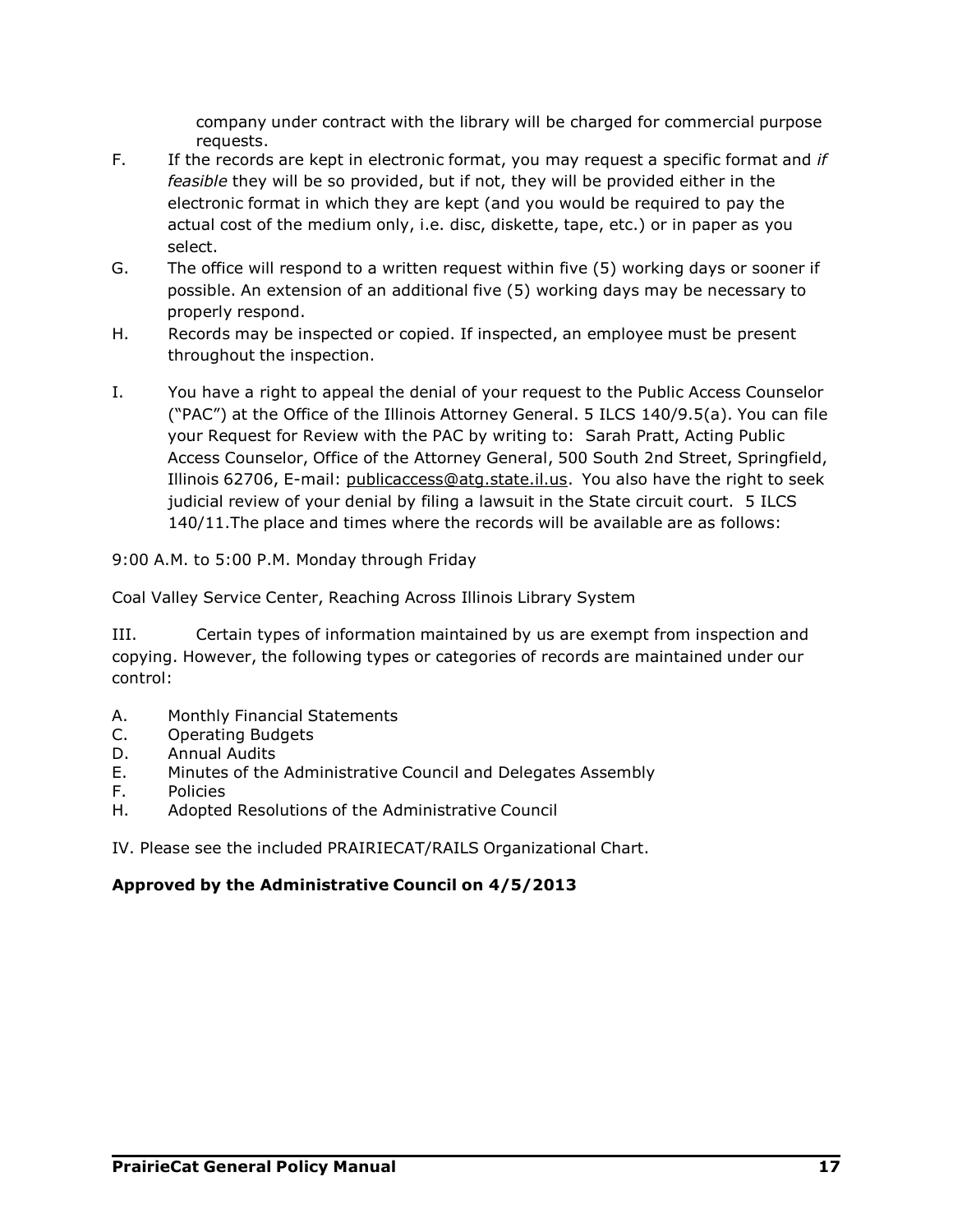company under contract with the library will be charged for commercial purpose requests.

F. If the records are kept in electronic format, you may request a specific format and *if feasible* they will be so provided, but if not, they will be provided either in the electronic format in which they are kept (and you would be required to pay the actual cost of the medium only, i.e. disc, diskette, tape, etc.) or in paper as you select.

G. The office will respond to a written request within five (5) working days or sooner if possible. An extension of an additional five (5) working days may be necessary to properly respond.

H. Records may be inspected or copied. If inspected, an employee must be present throughout the inspection.

I. You have a right to appeal the denial of your request to the Public Access Counselor ("PAC") at the Office of the Illinois Attorney General. 5 ILCS 140/9.5(a). You can file your Request for Review with the PAC by writing to: Sarah Pratt, Acting Public Access Counselor, Office of the Attorney General, 500 South 2nd Street, Springfield, Illinois 62706, E-mail: publicaccess@atg.state.il.us. You also have the right to seek judicial review of your denial by filing a lawsuit in the State circuit court. 5 ILCS 140/11.The place and times where the records will be available are as follows:

9:00 A.M. to 5:00 P.M. Monday through Friday

Coal Valley Service Center, Reaching Across Illinois Library System

III. Certain types of information maintained by us are exempt from inspection and copying. However, the following types or categories of records are maintained under our control:

A. Monthly Financial Statements
C. Operating Budgets
D. Annual Audits
E. Minutes of the Administrative Council and Delegates Assembly
F. Policies
H. Adopted Resolutions of the Administrative Council

IV. Please see the included PRAIRIECAT/RAILS Organizational Chart.

**Approved by the Administrative Council on 4/5/2013**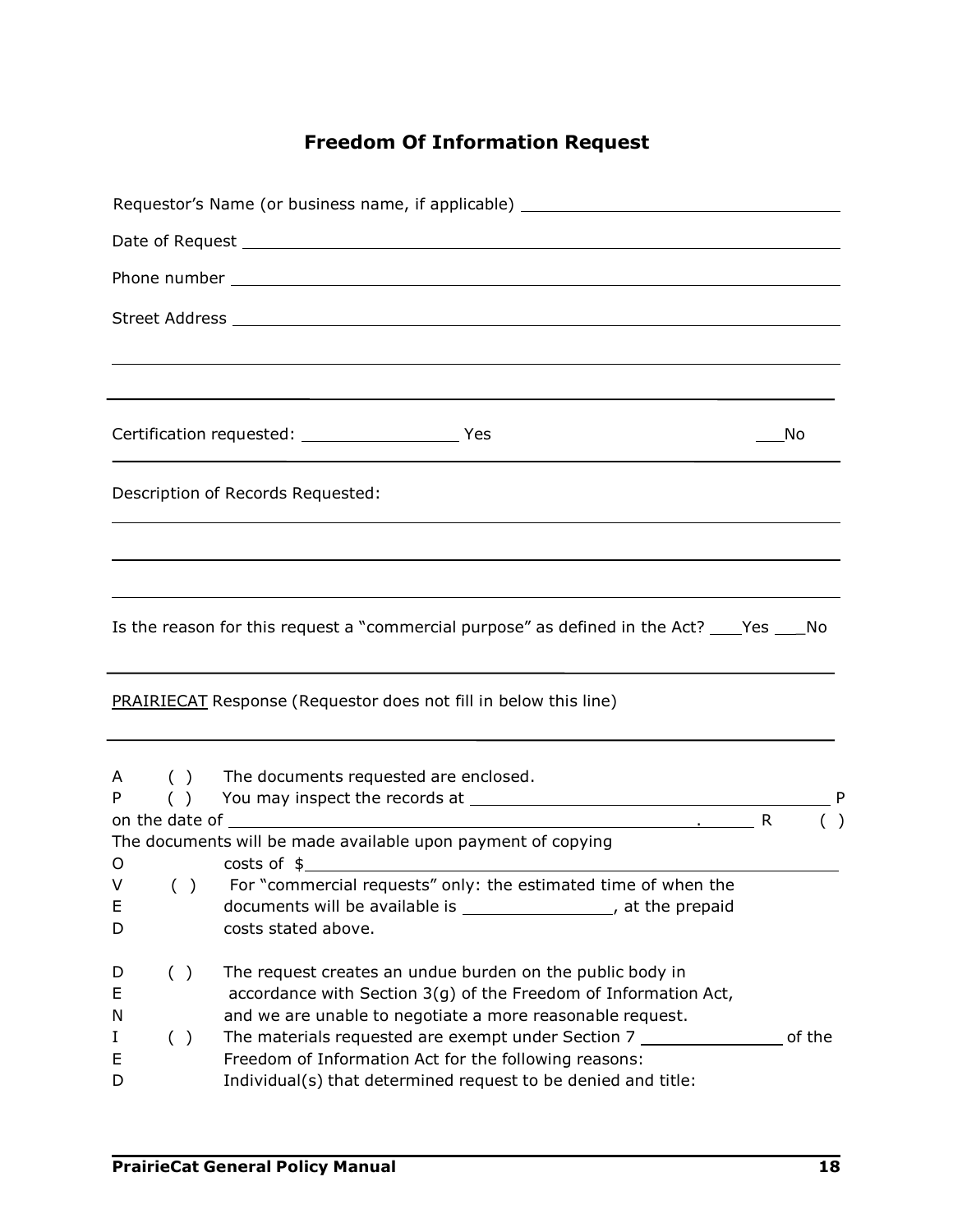# Freedom Of Information Request

Requestor's Name (or business name, if applicable) ________________________________

Date of Request ____________________________________________________________

Phone number ______________________________________________________________

Street Address ______________________________________________________________

_____________________________________________________________________________

_____________________________________________________________________________

Certification requested: ________________ Yes ___No

_____________________________________________________________________________

Description of Records Requested:

_____________________________________________________________________________

_____________________________________________________________________________

_____________________________________________________________________________

Is the reason for this request a "commercial purpose" as defined in the Act? ___Yes ___No

_____________________________________________________________________________

PRAIRIECAT Response (Requestor does not fill in below this line)

_____________________________________________________________________________

**APPROVED**

( ) The documents requested are enclosed.

( ) You may inspect the records at ______________________________ on the date of ______________________________.

( ) The documents will be made available upon payment of copying costs of $______________________________

( ) For "commercial requests" only: the estimated time of when the documents will be available is ______________, at the prepaid costs stated above.

**DENIED**

( ) The request creates an undue burden on the public body in accordance with Section 3(g) of the Freedom of Information Act, and we are unable to negotiate a more reasonable request.

( ) The materials requested are exempt under Section 7 ____________ of the Freedom of Information Act for the following reasons:

Individual(s) that determined request to be denied and title:

PrairieCat General Policy Manual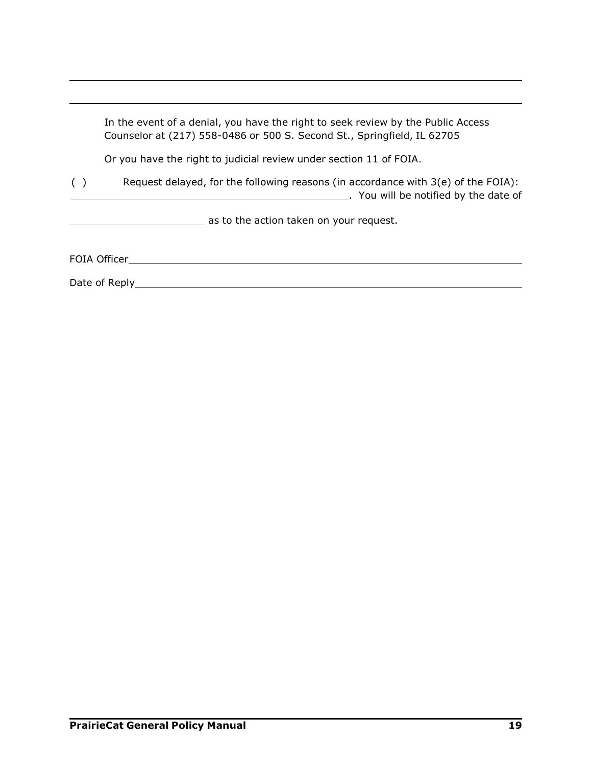______________________________________________________________________

______________________________________________________________________

In the event of a denial, you have the right to seek review by the Public Access Counselor at (217) 558-0486 or 500 S. Second St., Springfield, IL 62705

Or you have the right to judicial review under section 11 of FOIA.

( ) Request delayed, for the following reasons (in accordance with 3(e) of the FOIA): ________________________________. You will be notified by the date of ________________________ as to the action taken on your request.

FOIA Officer ______________________________________________

Date of Reply ______________________________________________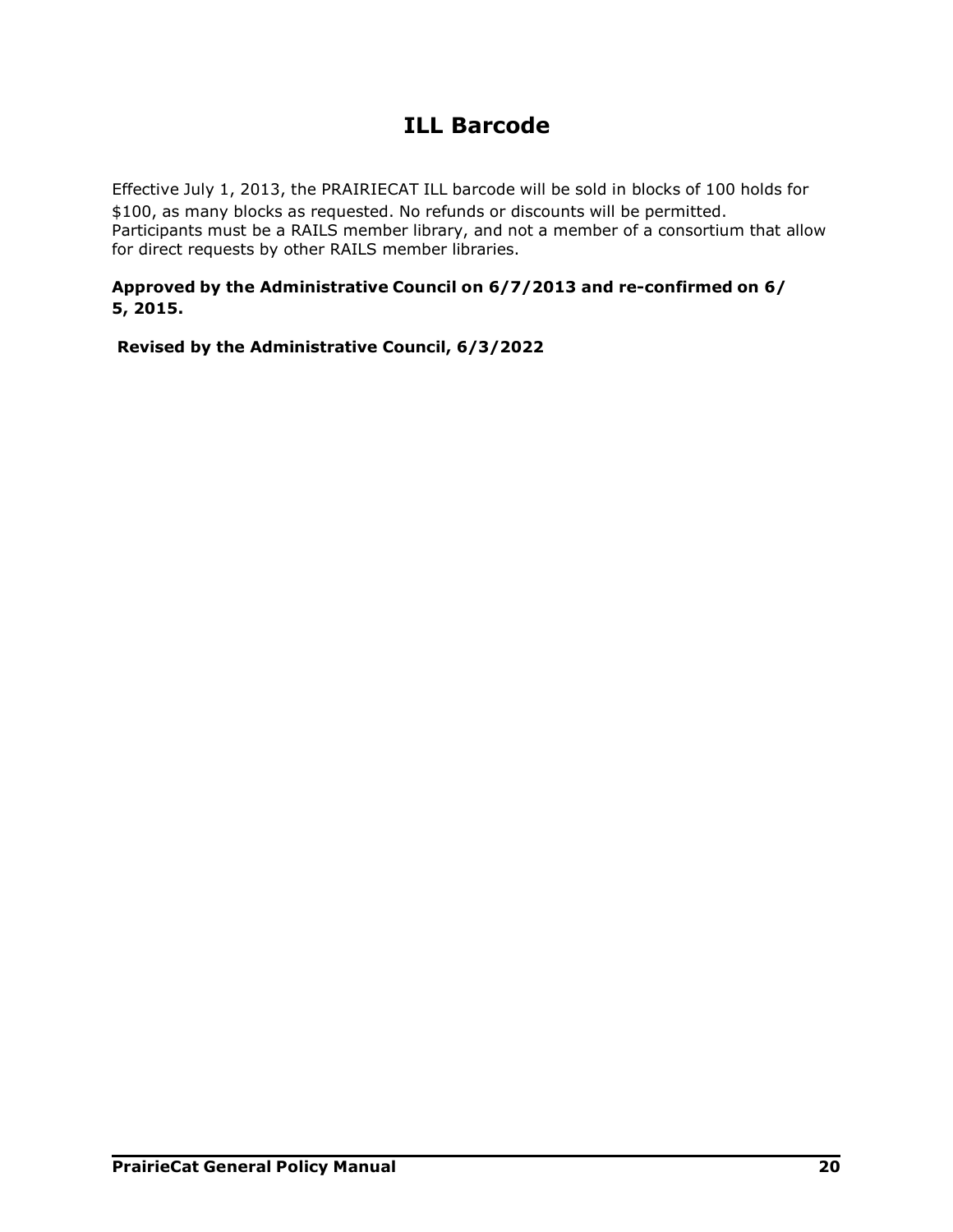# ILL Barcode

Effective July 1, 2013, the PRAIRIECAT ILL barcode will be sold in blocks of 100 holds for $100, as many blocks as requested. No refunds or discounts will be permitted. Participants must be a RAILS member library, and not a member of a consortium that allow for direct requests by other RAILS member libraries.

**Approved by the Administrative Council on 6/7/2013 and re-confirmed on 6/5, 2015.**

**Revised by the Administrative Council, 6/3/2022**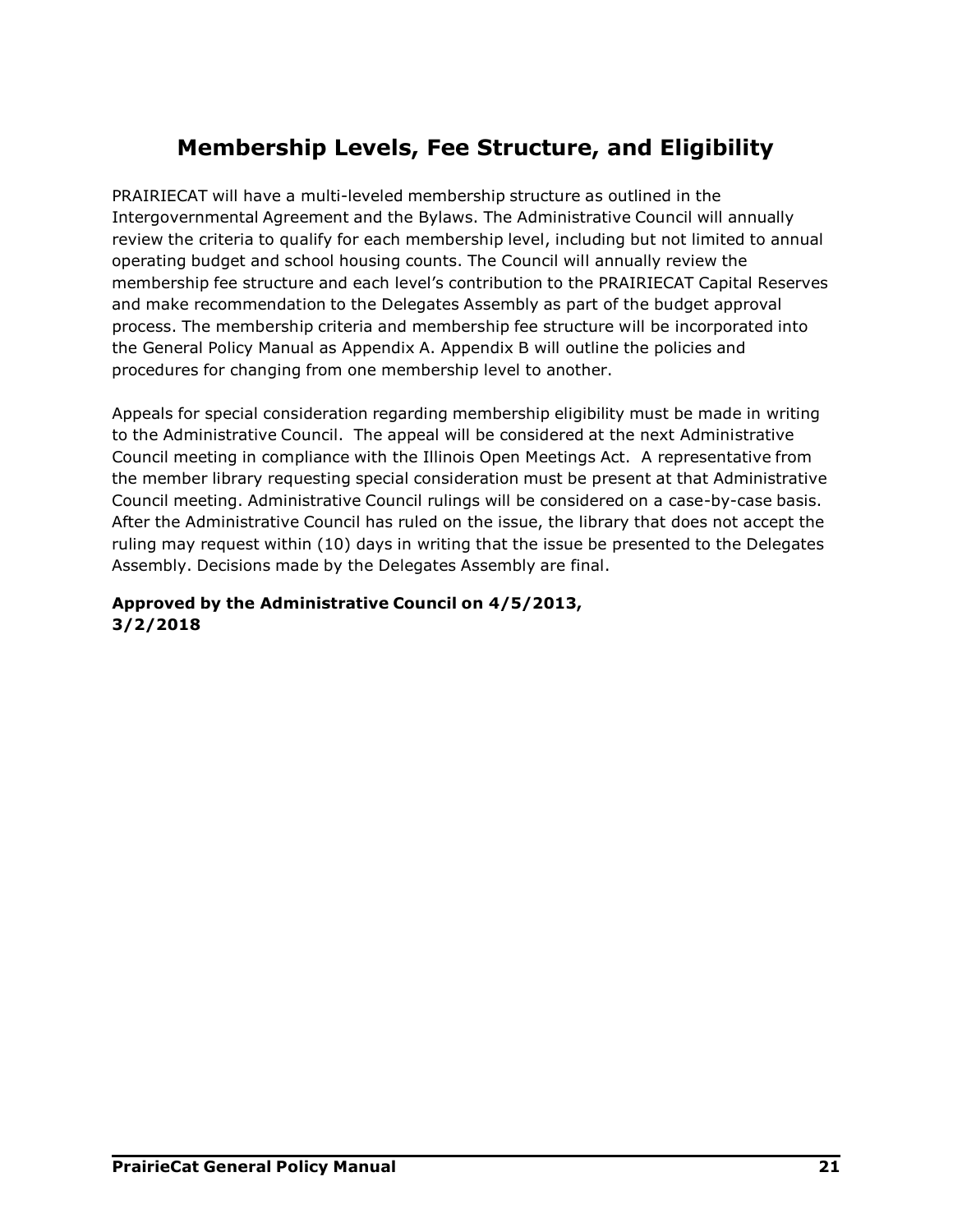# Membership Levels, Fee Structure, and Eligibility

PRAIRIECAT will have a multi-leveled membership structure as outlined in the Intergovernmental Agreement and the Bylaws. The Administrative Council will annually review the criteria to qualify for each membership level, including but not limited to annual operating budget and school housing counts. The Council will annually review the membership fee structure and each level's contribution to the PRAIRIECAT Capital Reserves and make recommendation to the Delegates Assembly as part of the budget approval process. The membership criteria and membership fee structure will be incorporated into the General Policy Manual as Appendix A. Appendix B will outline the policies and procedures for changing from one membership level to another.

Appeals for special consideration regarding membership eligibility must be made in writing to the Administrative Council. The appeal will be considered at the next Administrative Council meeting in compliance with the Illinois Open Meetings Act. A representative from the member library requesting special consideration must be present at that Administrative Council meeting. Administrative Council rulings will be considered on a case-by-case basis. After the Administrative Council has ruled on the issue, the library that does not accept the ruling may request within (10) days in writing that the issue be presented to the Delegates Assembly. Decisions made by the Delegates Assembly are final.

**Approved by the Administrative Council on 4/5/2013, 3/2/2018**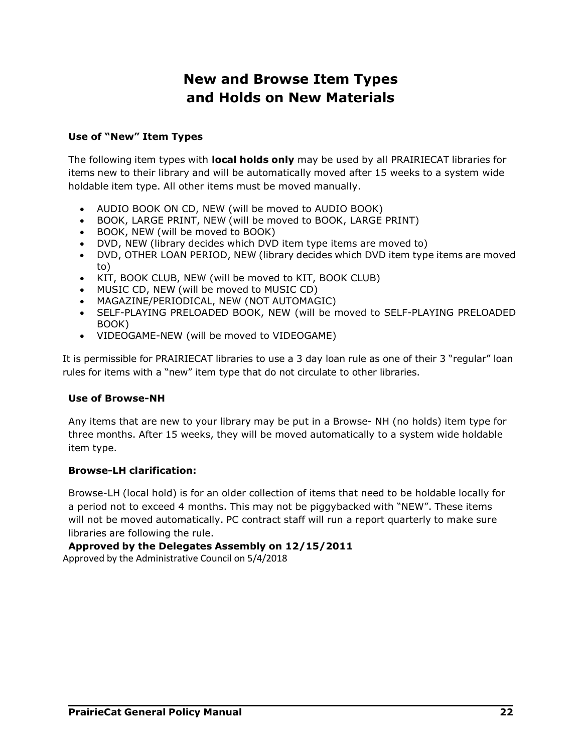# New and Browse Item Types and Holds on New Materials

### Use of "New" Item Types

The following item types with **local holds only** may be used by all PRAIRIECAT libraries for items new to their library and will be automatically moved after 15 weeks to a system wide holdable item type. All other items must be moved manually.

- AUDIO BOOK ON CD, NEW (will be moved to AUDIO BOOK)
- BOOK, LARGE PRINT, NEW (will be moved to BOOK, LARGE PRINT)
- BOOK, NEW (will be moved to BOOK)
- DVD, NEW (library decides which DVD item type items are moved to)
- DVD, OTHER LOAN PERIOD, NEW (library decides which DVD item type items are moved to)
- KIT, BOOK CLUB, NEW (will be moved to KIT, BOOK CLUB)
- MUSIC CD, NEW (will be moved to MUSIC CD)
- MAGAZINE/PERIODICAL, NEW (NOT AUTOMAGIC)
- SELF-PLAYING PRELOADED BOOK, NEW (will be moved to SELF-PLAYING PRELOADED BOOK)
- VIDEOGAME-NEW (will be moved to VIDEOGAME)

It is permissible for PRAIRIECAT libraries to use a 3 day loan rule as one of their 3 "regular" loan rules for items with a "new" item type that do not circulate to other libraries.

### Use of Browse-NH

Any items that are new to your library may be put in a Browse- NH (no holds) item type for three months. After 15 weeks, they will be moved automatically to a system wide holdable item type.

### Browse-LH clarification:

Browse-LH (local hold) is for an older collection of items that need to be holdable locally for a period not to exceed 4 months. This may not be piggybacked with "NEW". These items will not be moved automatically. PC contract staff will run a report quarterly to make sure libraries are following the rule.

**Approved by the Delegates Assembly on 12/15/2011**

Approved by the Administrative Council on 5/4/2018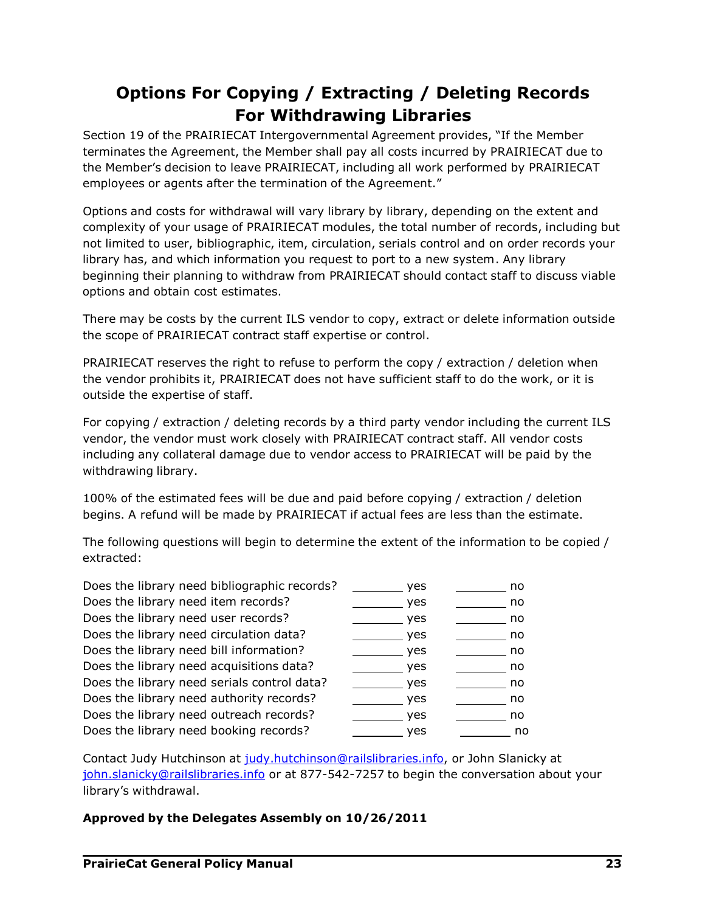# Options For Copying / Extracting / Deleting Records For Withdrawing Libraries

Section 19 of the PRAIRIECAT Intergovernmental Agreement provides, "If the Member terminates the Agreement, the Member shall pay all costs incurred by PRAIRIECAT due to the Member's decision to leave PRAIRIECAT, including all work performed by PRAIRIECAT employees or agents after the termination of the Agreement."

Options and costs for withdrawal will vary library by library, depending on the extent and complexity of your usage of PRAIRIECAT modules, the total number of records, including but not limited to user, bibliographic, item, circulation, serials control and on order records your library has, and which information you request to port to a new system. Any library beginning their planning to withdraw from PRAIRIECAT should contact staff to discuss viable options and obtain cost estimates.

There may be costs by the current ILS vendor to copy, extract or delete information outside the scope of PRAIRIECAT contract staff expertise or control.

PRAIRIECAT reserves the right to refuse to perform the copy / extraction / deletion when the vendor prohibits it, PRAIRIECAT does not have sufficient staff to do the work, or it is outside the expertise of staff.

For copying / extraction / deleting records by a third party vendor including the current ILS vendor, the vendor must work closely with PRAIRIECAT contract staff. All vendor costs including any collateral damage due to vendor access to PRAIRIECAT will be paid by the withdrawing library.

100% of the estimated fees will be due and paid before copying / extraction / deletion begins. A refund will be made by PRAIRIECAT if actual fees are less than the estimate.

The following questions will begin to determine the extent of the information to be copied / extracted:

Does the library need bibliographic records? ________ yes ________ no
Does the library need item records? ________ yes ________ no
Does the library need user records? ________ yes ________ no
Does the library need circulation data? ________ yes ________ no
Does the library need bill information? ________ yes ________ no
Does the library need acquisitions data? ________ yes ________ no
Does the library need serials control data? ________ yes ________ no
Does the library need authority records? ________ yes ________ no
Does the library need outreach records? ________ yes ________ no
Does the library need booking records? ________ yes ________ no

Contact Judy Hutchinson at judy.hutchinson@railslibraries.info, or John Slanicky at john.slanicky@railslibraries.info or at 877-542-7257 to begin the conversation about your library's withdrawal.

**Approved by the Delegates Assembly on 10/26/2011**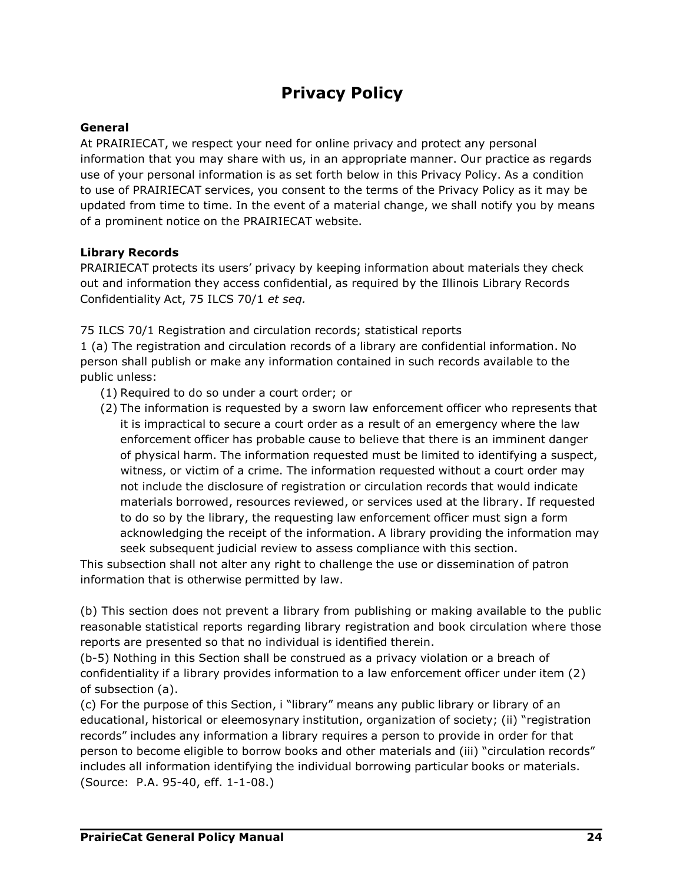# Privacy Policy

**General**

At PRAIRIECAT, we respect your need for online privacy and protect any personal information that you may share with us, in an appropriate manner. Our practice as regards use of your personal information is as set forth below in this Privacy Policy. As a condition to use of PRAIRIECAT services, you consent to the terms of the Privacy Policy as it may be updated from time to time. In the event of a material change, we shall notify you by means of a prominent notice on the PRAIRIECAT website.

**Library Records**

PRAIRIECAT protects its users' privacy by keeping information about materials they check out and information they access confidential, as required by the Illinois Library Records Confidentiality Act, 75 ILCS 70/1 *et seq.*

75 ILCS 70/1 Registration and circulation records; statistical reports

1 (a) The registration and circulation records of a library are confidential information. No person shall publish or make any information contained in such records available to the public unless:

(1) Required to do so under a court order; or

(2) The information is requested by a sworn law enforcement officer who represents that it is impractical to secure a court order as a result of an emergency where the law enforcement officer has probable cause to believe that there is an imminent danger of physical harm. The information requested must be limited to identifying a suspect, witness, or victim of a crime. The information requested without a court order may not include the disclosure of registration or circulation records that would indicate materials borrowed, resources reviewed, or services used at the library. If requested to do so by the library, the requesting law enforcement officer must sign a form acknowledging the receipt of the information. A library providing the information may seek subsequent judicial review to assess compliance with this section.

This subsection shall not alter any right to challenge the use or dissemination of patron information that is otherwise permitted by law.

(b) This section does not prevent a library from publishing or making available to the public reasonable statistical reports regarding library registration and book circulation where those reports are presented so that no individual is identified therein.

(b-5) Nothing in this Section shall be construed as a privacy violation or a breach of confidentiality if a library provides information to a law enforcement officer under item (2) of subsection (a).

(c) For the purpose of this Section, i "library" means any public library or library of an educational, historical or eleemosynary institution, organization of society; (ii) "registration records" includes any information a library requires a person to provide in order for that person to become eligible to borrow books and other materials and (iii) "circulation records" includes all information identifying the individual borrowing particular books or materials.

(Source: P.A. 95-40, eff. 1-1-08.)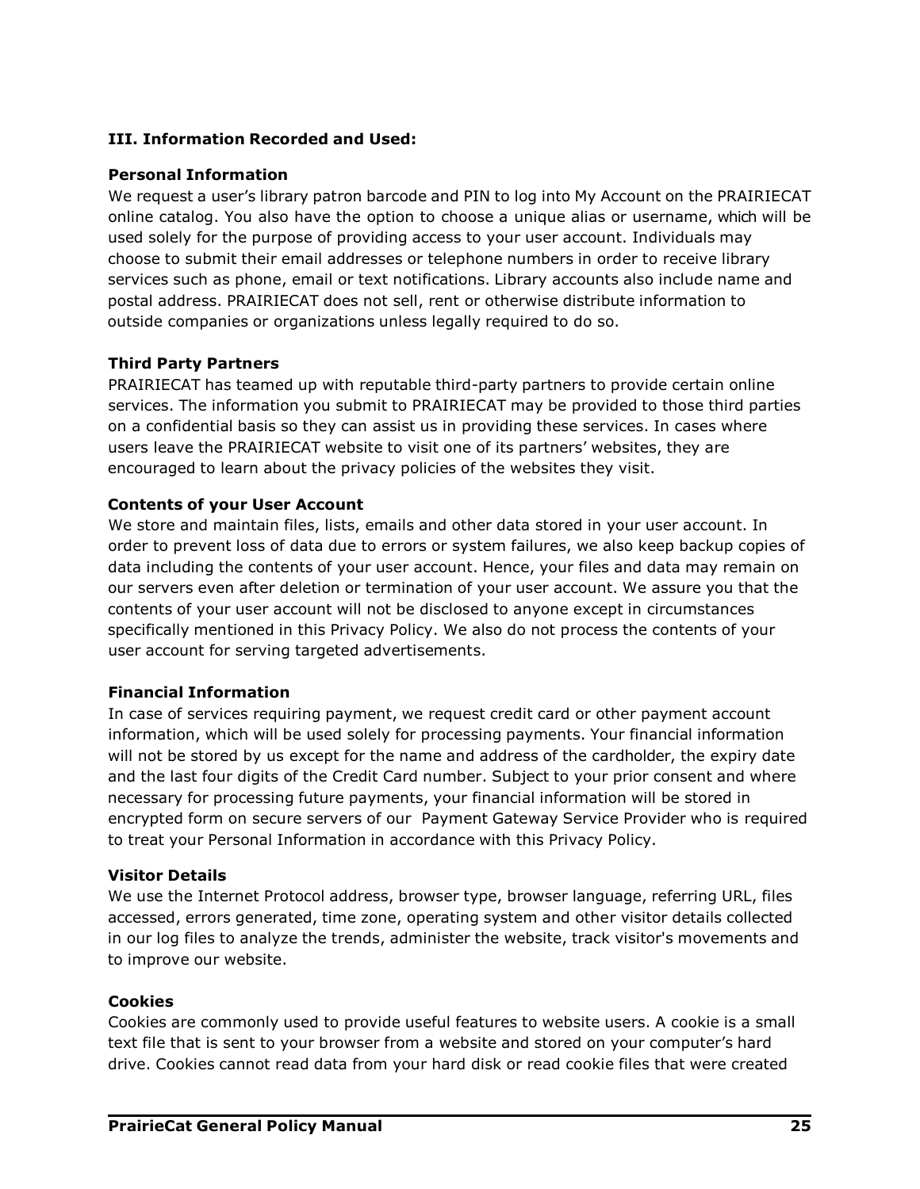## III. Information Recorded and Used:

### Personal Information

We request a user’s library patron barcode and PIN to log into My Account on the PRAIRIECAT online catalog. You also have the option to choose a unique alias or username, which will be used solely for the purpose of providing access to your user account. Individuals may choose to submit their email addresses or telephone numbers in order to receive library services such as phone, email or text notifications. Library accounts also include name and postal address. PRAIRIECAT does not sell, rent or otherwise distribute information to outside companies or organizations unless legally required to do so.

### Third Party Partners

PRAIRIECAT has teamed up with reputable third-party partners to provide certain online services. The information you submit to PRAIRIECAT may be provided to those third parties on a confidential basis so they can assist us in providing these services. In cases where users leave the PRAIRIECAT website to visit one of its partners’ websites, they are encouraged to learn about the privacy policies of the websites they visit.

### Contents of your User Account

We store and maintain files, lists, emails and other data stored in your user account. In order to prevent loss of data due to errors or system failures, we also keep backup copies of data including the contents of your user account. Hence, your files and data may remain on our servers even after deletion or termination of your user account. We assure you that the contents of your user account will not be disclosed to anyone except in circumstances specifically mentioned in this Privacy Policy. We also do not process the contents of your user account for serving targeted advertisements.

### Financial Information

In case of services requiring payment, we request credit card or other payment account information, which will be used solely for processing payments. Your financial information will not be stored by us except for the name and address of the cardholder, the expiry date and the last four digits of the Credit Card number. Subject to your prior consent and where necessary for processing future payments, your financial information will be stored in encrypted form on secure servers of our Payment Gateway Service Provider who is required to treat your Personal Information in accordance with this Privacy Policy.

### Visitor Details

We use the Internet Protocol address, browser type, browser language, referring URL, files accessed, errors generated, time zone, operating system and other visitor details collected in our log files to analyze the trends, administer the website, track visitor's movements and to improve our website.

### Cookies

Cookies are commonly used to provide useful features to website users. A cookie is a small text file that is sent to your browser from a website and stored on your computer’s hard drive. Cookies cannot read data from your hard disk or read cookie files that were created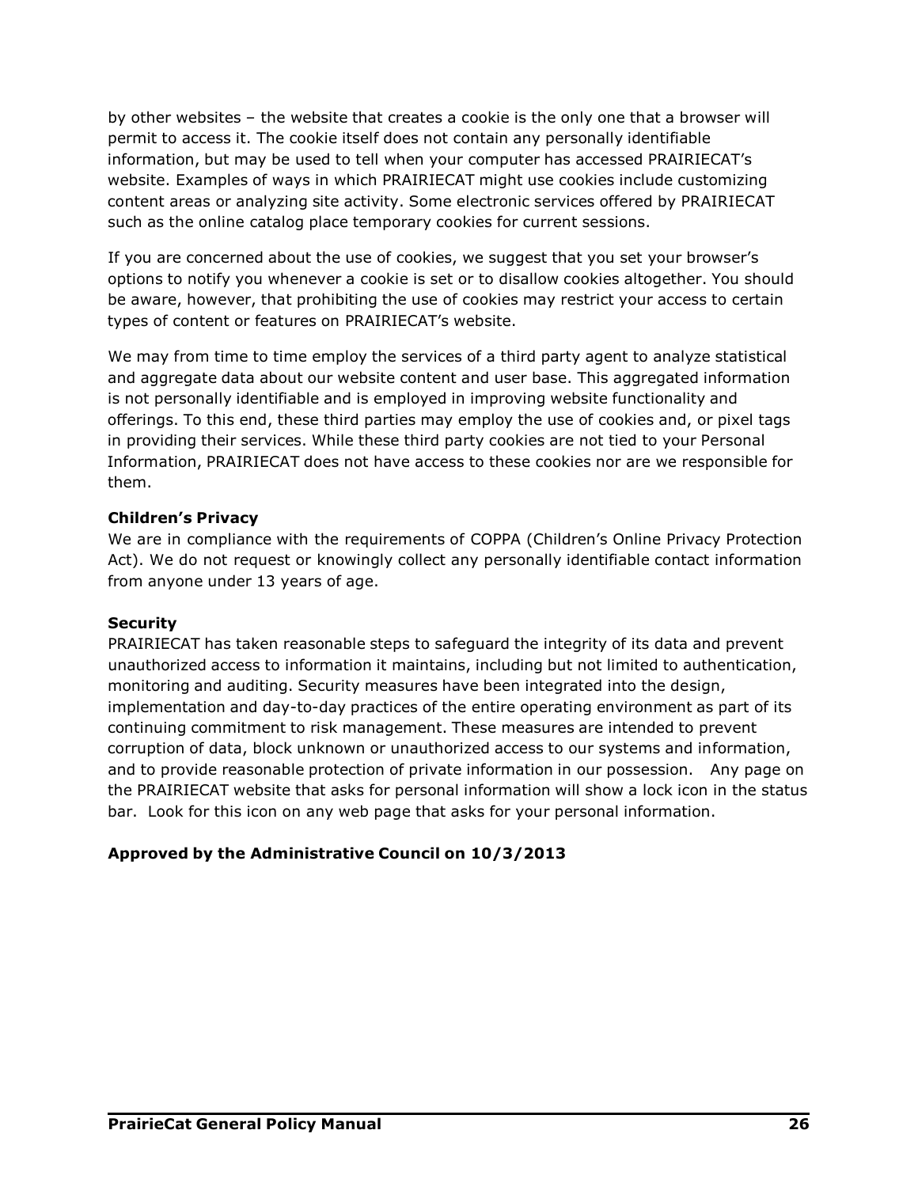by other websites – the website that creates a cookie is the only one that a browser will permit to access it. The cookie itself does not contain any personally identifiable information, but may be used to tell when your computer has accessed PRAIRIECAT's website. Examples of ways in which PRAIRIECAT might use cookies include customizing content areas or analyzing site activity. Some electronic services offered by PRAIRIECAT such as the online catalog place temporary cookies for current sessions.

If you are concerned about the use of cookies, we suggest that you set your browser's options to notify you whenever a cookie is set or to disallow cookies altogether. You should be aware, however, that prohibiting the use of cookies may restrict your access to certain types of content or features on PRAIRIECAT's website.

We may from time to time employ the services of a third party agent to analyze statistical and aggregate data about our website content and user base. This aggregated information is not personally identifiable and is employed in improving website functionality and offerings. To this end, these third parties may employ the use of cookies and, or pixel tags in providing their services. While these third party cookies are not tied to your Personal Information, PRAIRIECAT does not have access to these cookies nor are we responsible for them.

**Children's Privacy**

We are in compliance with the requirements of COPPA (Children's Online Privacy Protection Act). We do not request or knowingly collect any personally identifiable contact information from anyone under 13 years of age.

**Security**

PRAIRIECAT has taken reasonable steps to safeguard the integrity of its data and prevent unauthorized access to information it maintains, including but not limited to authentication, monitoring and auditing. Security measures have been integrated into the design, implementation and day-to-day practices of the entire operating environment as part of its continuing commitment to risk management. These measures are intended to prevent corruption of data, block unknown or unauthorized access to our systems and information, and to provide reasonable protection of private information in our possession. Any page on the PRAIRIECAT website that asks for personal information will show a lock icon in the status bar. Look for this icon on any web page that asks for your personal information.

**Approved by the Administrative Council on 10/3/2013**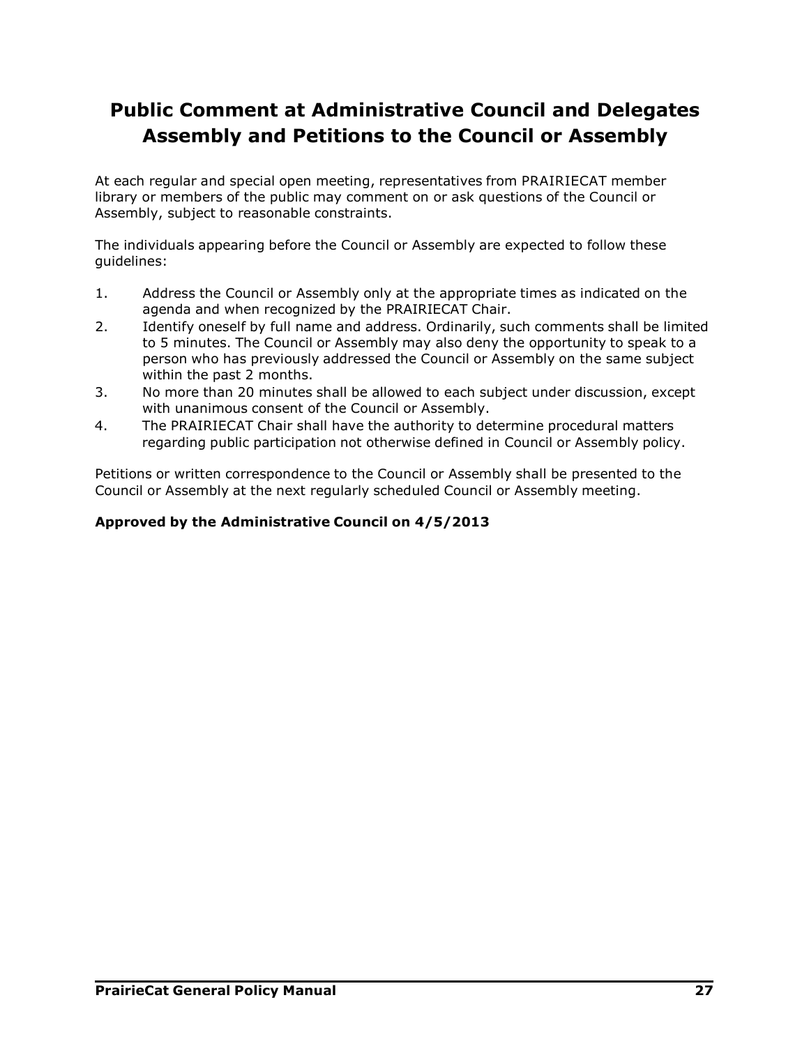# Public Comment at Administrative Council and Delegates Assembly and Petitions to the Council or Assembly

At each regular and special open meeting, representatives from PRAIRIECAT member library or members of the public may comment on or ask questions of the Council or Assembly, subject to reasonable constraints.

The individuals appearing before the Council or Assembly are expected to follow these guidelines:

1. Address the Council or Assembly only at the appropriate times as indicated on the agenda and when recognized by the PRAIRIECAT Chair.
2. Identify oneself by full name and address. Ordinarily, such comments shall be limited to 5 minutes. The Council or Assembly may also deny the opportunity to speak to a person who has previously addressed the Council or Assembly on the same subject within the past 2 months.
3. No more than 20 minutes shall be allowed to each subject under discussion, except with unanimous consent of the Council or Assembly.
4. The PRAIRIECAT Chair shall have the authority to determine procedural matters regarding public participation not otherwise defined in Council or Assembly policy.

Petitions or written correspondence to the Council or Assembly shall be presented to the Council or Assembly at the next regularly scheduled Council or Assembly meeting.

**Approved by the Administrative Council on 4/5/2013**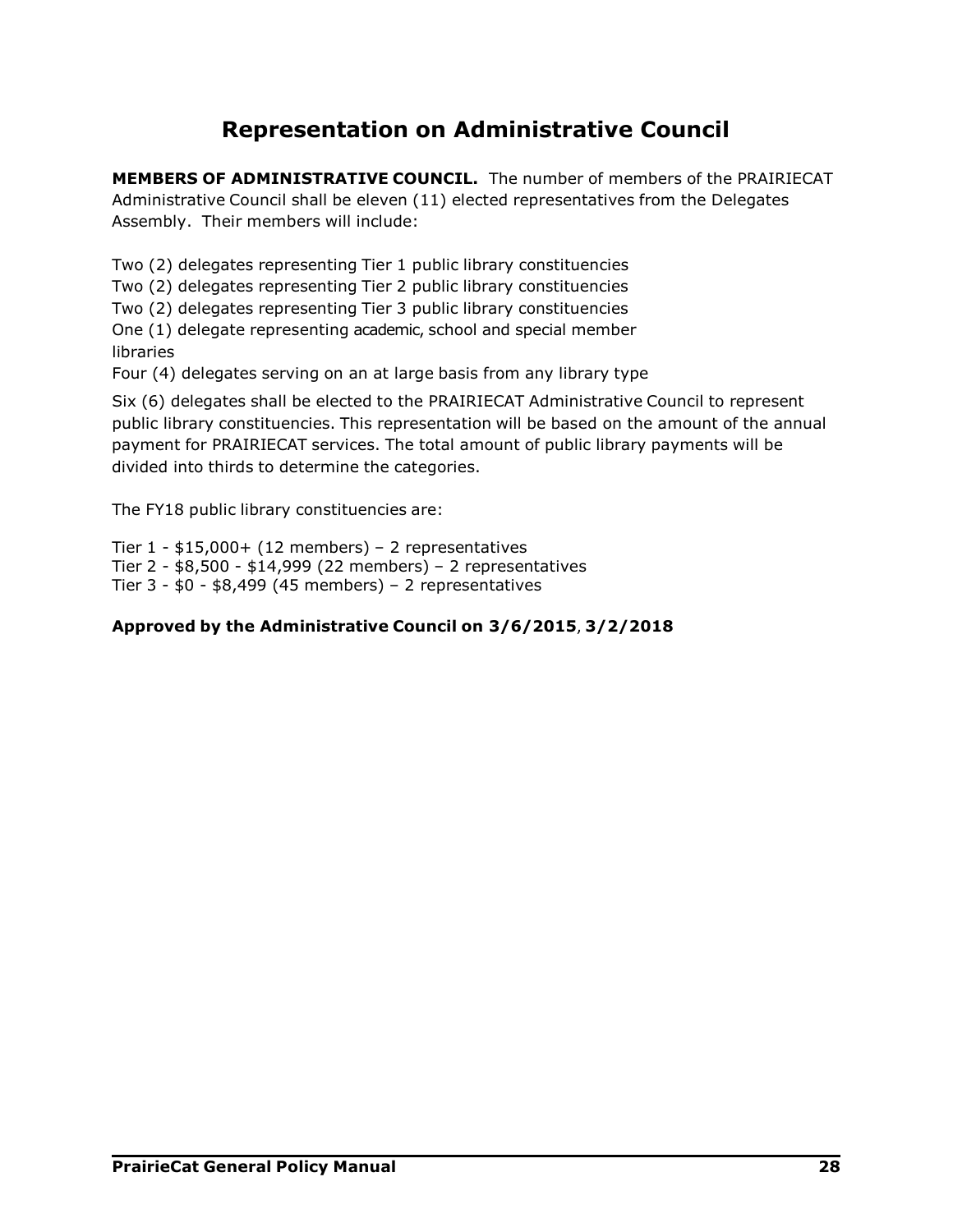# Representation on Administrative Council

**MEMBERS OF ADMINISTRATIVE COUNCIL.** The number of members of the PRAIRIECAT Administrative Council shall be eleven (11) elected representatives from the Delegates Assembly. Their members will include:

Two (2) delegates representing Tier 1 public library constituencies
Two (2) delegates representing Tier 2 public library constituencies
Two (2) delegates representing Tier 3 public library constituencies
One (1) delegate representing academic, school and special member libraries
Four (4) delegates serving on an at large basis from any library type

Six (6) delegates shall be elected to the PRAIRIECAT Administrative Council to represent public library constituencies. This representation will be based on the amount of the annual payment for PRAIRIECAT services. The total amount of public library payments will be divided into thirds to determine the categories.

The FY18 public library constituencies are:

Tier 1 - $15,000+ (12 members) – 2 representatives
Tier 2 - $8,500 - $14,999 (22 members) – 2 representatives
Tier 3 - $0 - $8,499 (45 members) – 2 representatives

**Approved by the Administrative Council on 3/6/2015, 3/2/2018**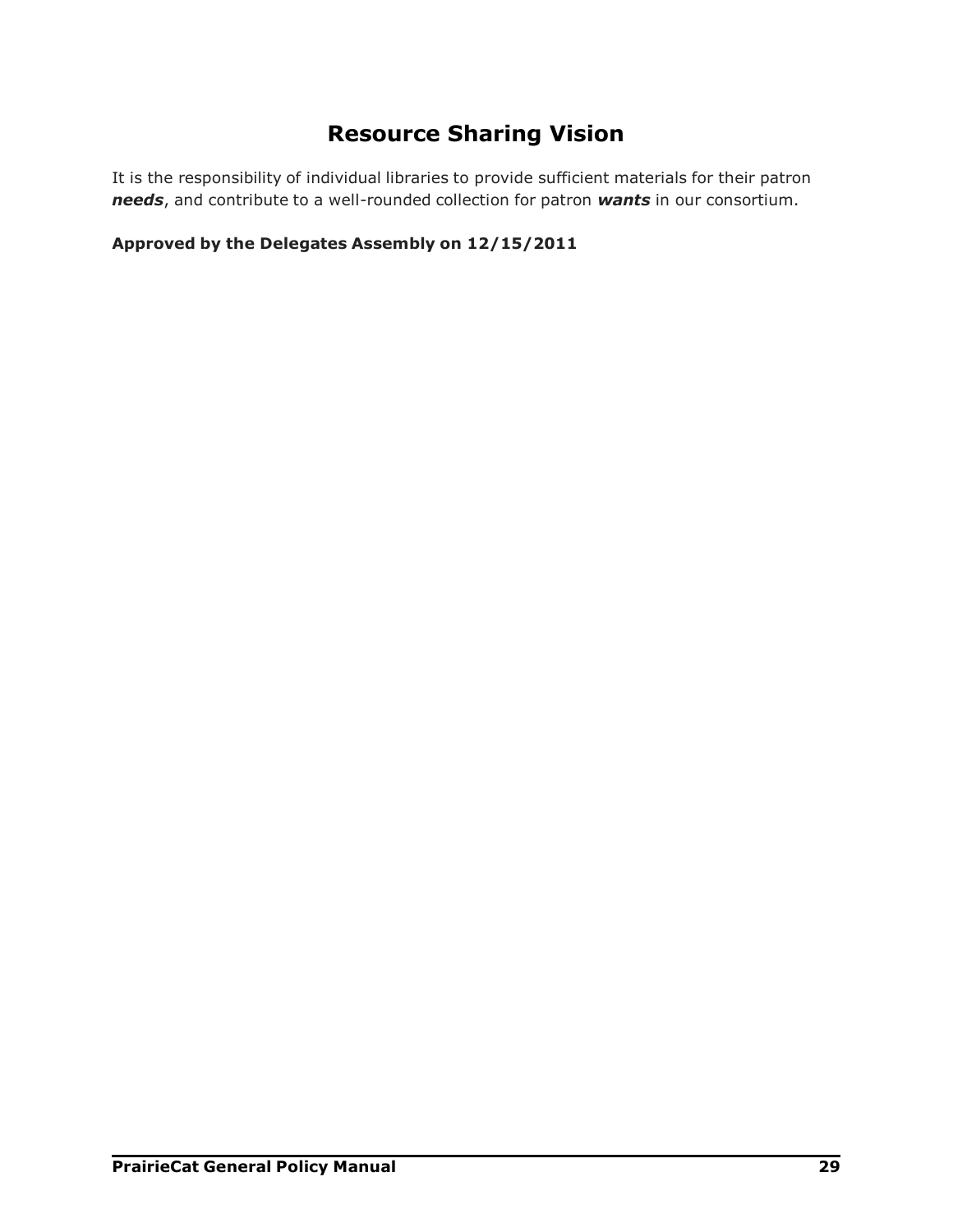# Resource Sharing Vision

It is the responsibility of individual libraries to provide sufficient materials for their patron ***needs***, and contribute to a well-rounded collection for patron ***wants*** in our consortium.

**Approved by the Delegates Assembly on 12/15/2011**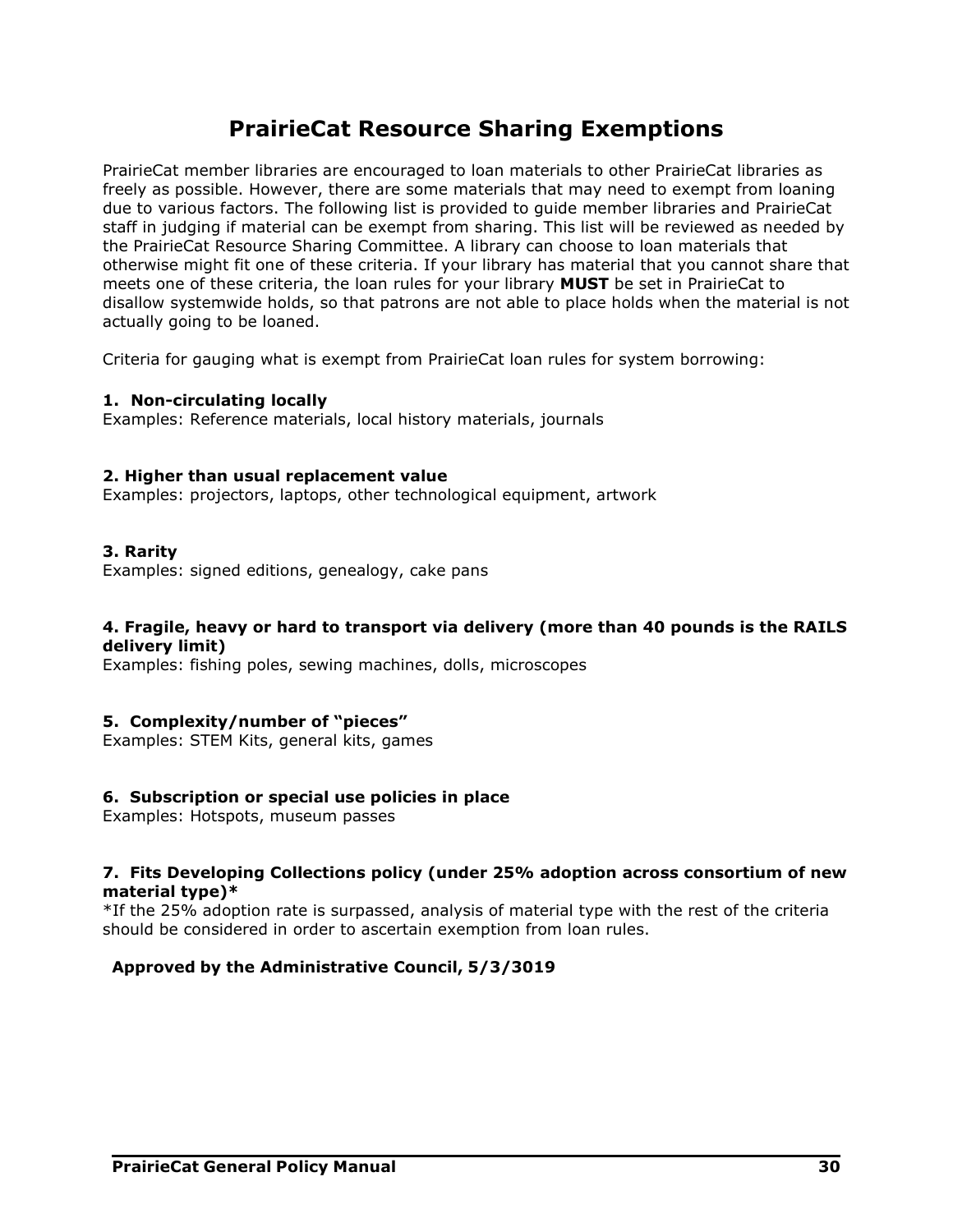# PrairieCat Resource Sharing Exemptions

PrairieCat member libraries are encouraged to loan materials to other PrairieCat libraries as freely as possible. However, there are some materials that may need to exempt from loaning due to various factors. The following list is provided to guide member libraries and PrairieCat staff in judging if material can be exempt from sharing. This list will be reviewed as needed by the PrairieCat Resource Sharing Committee. A library can choose to loan materials that otherwise might fit one of these criteria. If your library has material that you cannot share that meets one of these criteria, the loan rules for your library **MUST** be set in PrairieCat to disallow systemwide holds, so that patrons are not able to place holds when the material is not actually going to be loaned.

Criteria for gauging what is exempt from PrairieCat loan rules for system borrowing:

**1. Non-circulating locally**
Examples: Reference materials, local history materials, journals

**2. Higher than usual replacement value**
Examples: projectors, laptops, other technological equipment, artwork

**3. Rarity**
Examples: signed editions, genealogy, cake pans

**4. Fragile, heavy or hard to transport via delivery (more than 40 pounds is the RAILS delivery limit)**
Examples: fishing poles, sewing machines, dolls, microscopes

**5. Complexity/number of "pieces"**
Examples: STEM Kits, general kits, games

**6. Subscription or special use policies in place**
Examples: Hotspots, museum passes

**7. Fits Developing Collections policy (under 25% adoption across consortium of new material type)***
*If the 25% adoption rate is surpassed, analysis of material type with the rest of the criteria should be considered in order to ascertain exemption from loan rules.

**Approved by the Administrative Council, 5/3/3019**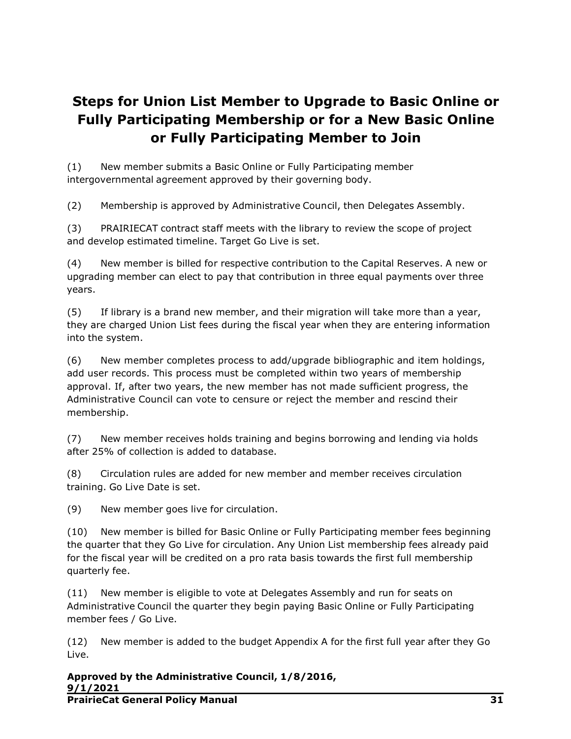# Steps for Union List Member to Upgrade to Basic Online or Fully Participating Membership or for a New Basic Online or Fully Participating Member to Join

(1) New member submits a Basic Online or Fully Participating member intergovernmental agreement approved by their governing body.

(2) Membership is approved by Administrative Council, then Delegates Assembly.

(3) PRAIRIECAT contract staff meets with the library to review the scope of project and develop estimated timeline. Target Go Live is set.

(4) New member is billed for respective contribution to the Capital Reserves. A new or upgrading member can elect to pay that contribution in three equal payments over three years.

(5) If library is a brand new member, and their migration will take more than a year, they are charged Union List fees during the fiscal year when they are entering information into the system.

(6) New member completes process to add/upgrade bibliographic and item holdings, add user records. This process must be completed within two years of membership approval. If, after two years, the new member has not made sufficient progress, the Administrative Council can vote to censure or reject the member and rescind their membership.

(7) New member receives holds training and begins borrowing and lending via holds after 25% of collection is added to database.

(8) Circulation rules are added for new member and member receives circulation training. Go Live Date is set.

(9) New member goes live for circulation.

(10) New member is billed for Basic Online or Fully Participating member fees beginning the quarter that they Go Live for circulation. Any Union List membership fees already paid for the fiscal year will be credited on a pro rata basis towards the first full membership quarterly fee.

(11) New member is eligible to vote at Delegates Assembly and run for seats on Administrative Council the quarter they begin paying Basic Online or Fully Participating member fees / Go Live.

(12) New member is added to the budget Appendix A for the first full year after they Go Live.

**Approved by the Administrative Council, 1/8/2016, 9/1/2021**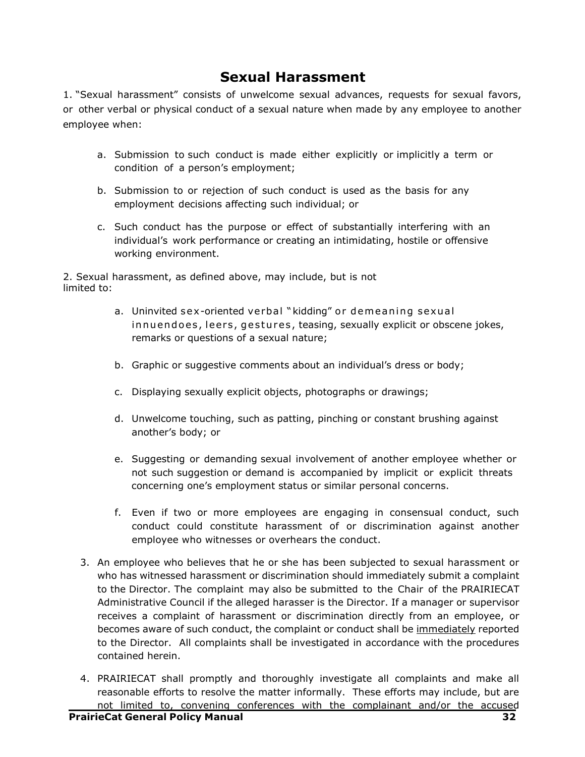# Sexual Harassment

1. "Sexual harassment" consists of unwelcome sexual advances, requests for sexual favors, or other verbal or physical conduct of a sexual nature when made by any employee to another employee when:

   a. Submission to such conduct is made either explicitly or implicitly a term or condition of a person's employment;

   b. Submission to or rejection of such conduct is used as the basis for any employment decisions affecting such individual; or

   c. Such conduct has the purpose or effect of substantially interfering with an individual's work performance or creating an intimidating, hostile or offensive working environment.

2. Sexual harassment, as defined above, may include, but is not limited to:

   a. Uninvited sex-oriented verbal "kidding" or demeaning sexual innuendoes, leers, gestures, teasing, sexually explicit or obscene jokes, remarks or questions of a sexual nature;

   b. Graphic or suggestive comments about an individual's dress or body;

   c. Displaying sexually explicit objects, photographs or drawings;

   d. Unwelcome touching, such as patting, pinching or constant brushing against another's body; or

   e. Suggesting or demanding sexual involvement of another employee whether or not such suggestion or demand is accompanied by implicit or explicit threats concerning one's employment status or similar personal concerns.

   f. Even if two or more employees are engaging in consensual conduct, such conduct could constitute harassment of or discrimination against another employee who witnesses or overhears the conduct.

3. An employee who believes that he or she has been subjected to sexual harassment or who has witnessed harassment or discrimination should immediately submit a complaint to the Director. The complaint may also be submitted to the Chair of the PRAIRIECAT Administrative Council if the alleged harasser is the Director. If a manager or supervisor receives a complaint of harassment or discrimination directly from an employee, or becomes aware of such conduct, the complaint or conduct shall be immediately reported to the Director. All complaints shall be investigated in accordance with the procedures contained herein.

4. PRAIRIECAT shall promptly and thoroughly investigate all complaints and make all reasonable efforts to resolve the matter informally. These efforts may include, but are not limited to, convening conferences with the complainant and/or the accused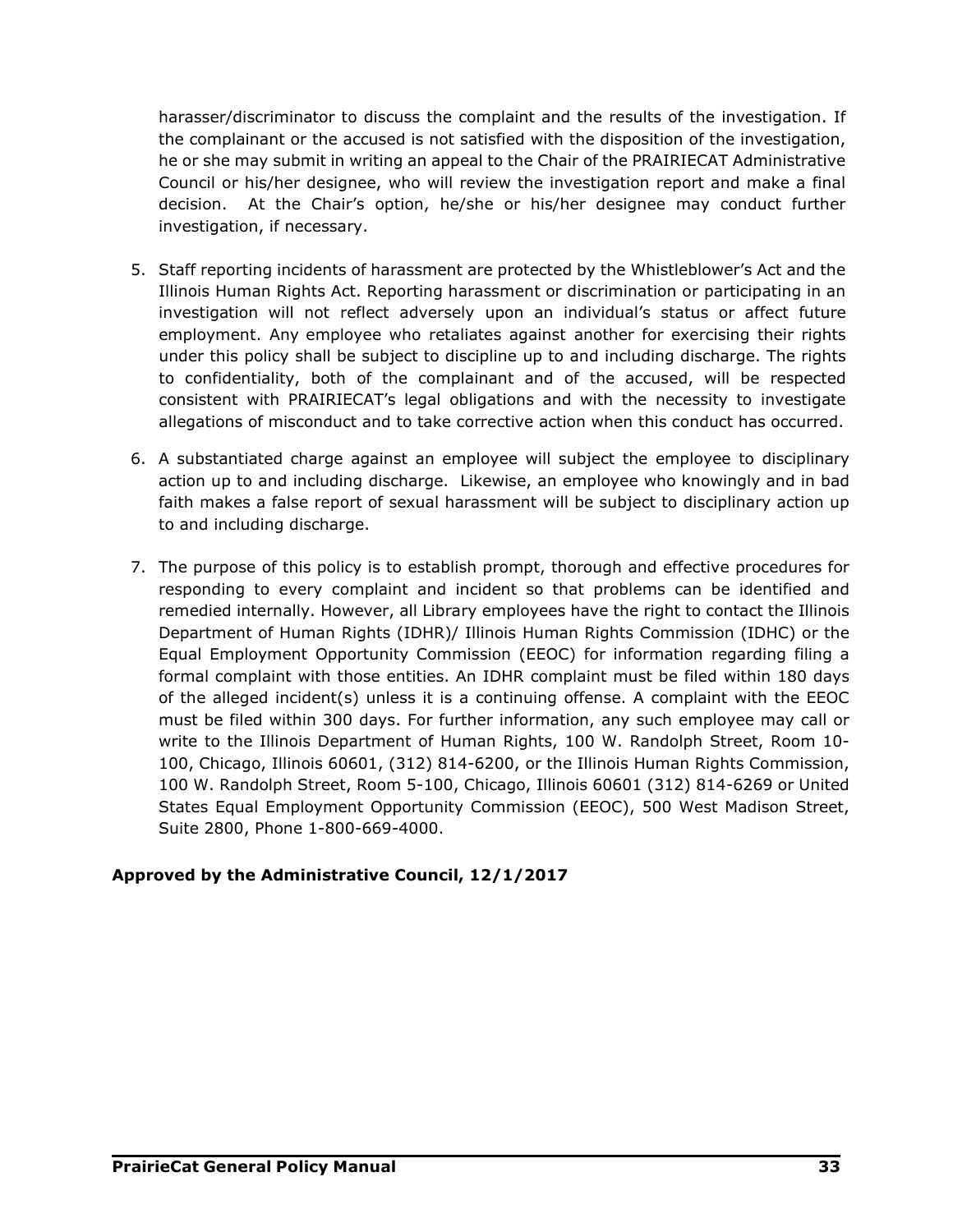harasser/discriminator to discuss the complaint and the results of the investigation. If the complainant or the accused is not satisfied with the disposition of the investigation, he or she may submit in writing an appeal to the Chair of the PRAIRIECAT Administrative Council or his/her designee, who will review the investigation report and make a final decision. At the Chair's option, he/she or his/her designee may conduct further investigation, if necessary.

5. Staff reporting incidents of harassment are protected by the Whistleblower's Act and the Illinois Human Rights Act. Reporting harassment or discrimination or participating in an investigation will not reflect adversely upon an individual's status or affect future employment. Any employee who retaliates against another for exercising their rights under this policy shall be subject to discipline up to and including discharge. The rights to confidentiality, both of the complainant and of the accused, will be respected consistent with PRAIRIECAT's legal obligations and with the necessity to investigate allegations of misconduct and to take corrective action when this conduct has occurred.

6. A substantiated charge against an employee will subject the employee to disciplinary action up to and including discharge. Likewise, an employee who knowingly and in bad faith makes a false report of sexual harassment will be subject to disciplinary action up to and including discharge.

7. The purpose of this policy is to establish prompt, thorough and effective procedures for responding to every complaint and incident so that problems can be identified and remedied internally. However, all Library employees have the right to contact the Illinois Department of Human Rights (IDHR)/ Illinois Human Rights Commission (IDHC) or the Equal Employment Opportunity Commission (EEOC) for information regarding filing a formal complaint with those entities. An IDHR complaint must be filed within 180 days of the alleged incident(s) unless it is a continuing offense. A complaint with the EEOC must be filed within 300 days. For further information, any such employee may call or write to the Illinois Department of Human Rights, 100 W. Randolph Street, Room 10-100, Chicago, Illinois 60601, (312) 814-6200, or the Illinois Human Rights Commission, 100 W. Randolph Street, Room 5-100, Chicago, Illinois 60601 (312) 814-6269 or United States Equal Employment Opportunity Commission (EEOC), 500 West Madison Street, Suite 2800, Phone 1-800-669-4000.

**Approved by the Administrative Council, 12/1/2017**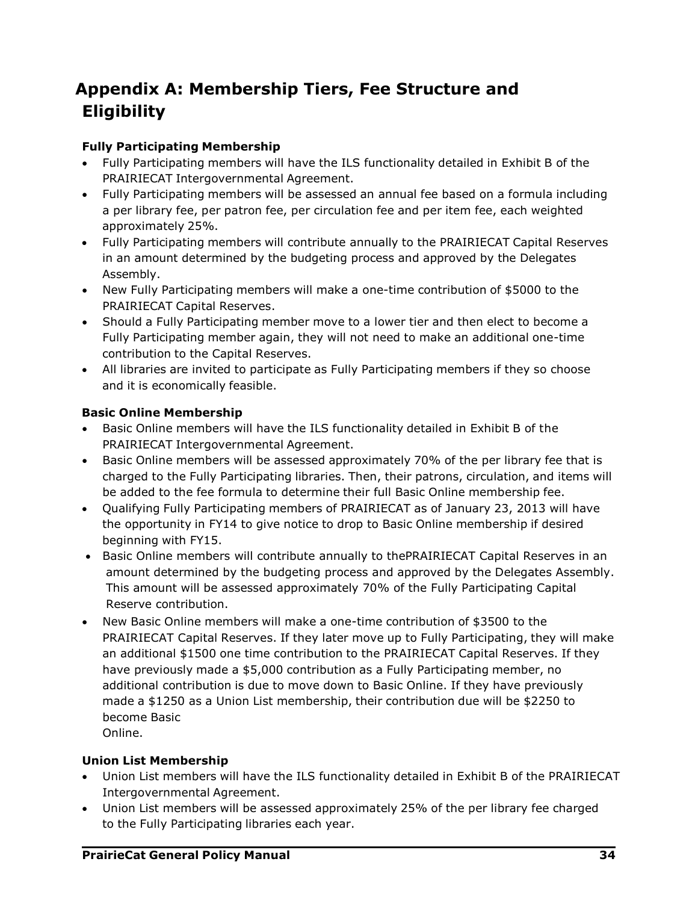# Appendix A: Membership Tiers, Fee Structure and Eligibility

**Fully Participating Membership**

- Fully Participating members will have the ILS functionality detailed in Exhibit B of the PRAIRIECAT Intergovernmental Agreement.
- Fully Participating members will be assessed an annual fee based on a formula including a per library fee, per patron fee, per circulation fee and per item fee, each weighted approximately 25%.
- Fully Participating members will contribute annually to the PRAIRIECAT Capital Reserves in an amount determined by the budgeting process and approved by the Delegates Assembly.
- New Fully Participating members will make a one-time contribution of $5000 to the PRAIRIECAT Capital Reserves.
- Should a Fully Participating member move to a lower tier and then elect to become a Fully Participating member again, they will not need to make an additional one-time contribution to the Capital Reserves.
- All libraries are invited to participate as Fully Participating members if they so choose and it is economically feasible.

**Basic Online Membership**

- Basic Online members will have the ILS functionality detailed in Exhibit B of the PRAIRIECAT Intergovernmental Agreement.
- Basic Online members will be assessed approximately 70% of the per library fee that is charged to the Fully Participating libraries. Then, their patrons, circulation, and items will be added to the fee formula to determine their full Basic Online membership fee.
- Qualifying Fully Participating members of PRAIRIECAT as of January 23, 2013 will have the opportunity in FY14 to give notice to drop to Basic Online membership if desired beginning with FY15.
- Basic Online members will contribute annually to thePRAIRIECAT Capital Reserves in an amount determined by the budgeting process and approved by the Delegates Assembly. This amount will be assessed approximately 70% of the Fully Participating Capital Reserve contribution.
- New Basic Online members will make a one-time contribution of $3500 to the PRAIRIECAT Capital Reserves. If they later move up to Fully Participating, they will make an additional $1500 one time contribution to the PRAIRIECAT Capital Reserves. If they have previously made a $5,000 contribution as a Fully Participating member, no additional contribution is due to move down to Basic Online. If they have previously made a $1250 as a Union List membership, their contribution due will be $2250 to become Basic Online.

**Union List Membership**

- Union List members will have the ILS functionality detailed in Exhibit B of the PRAIRIECAT Intergovernmental Agreement.
- Union List members will be assessed approximately 25% of the per library fee charged to the Fully Participating libraries each year.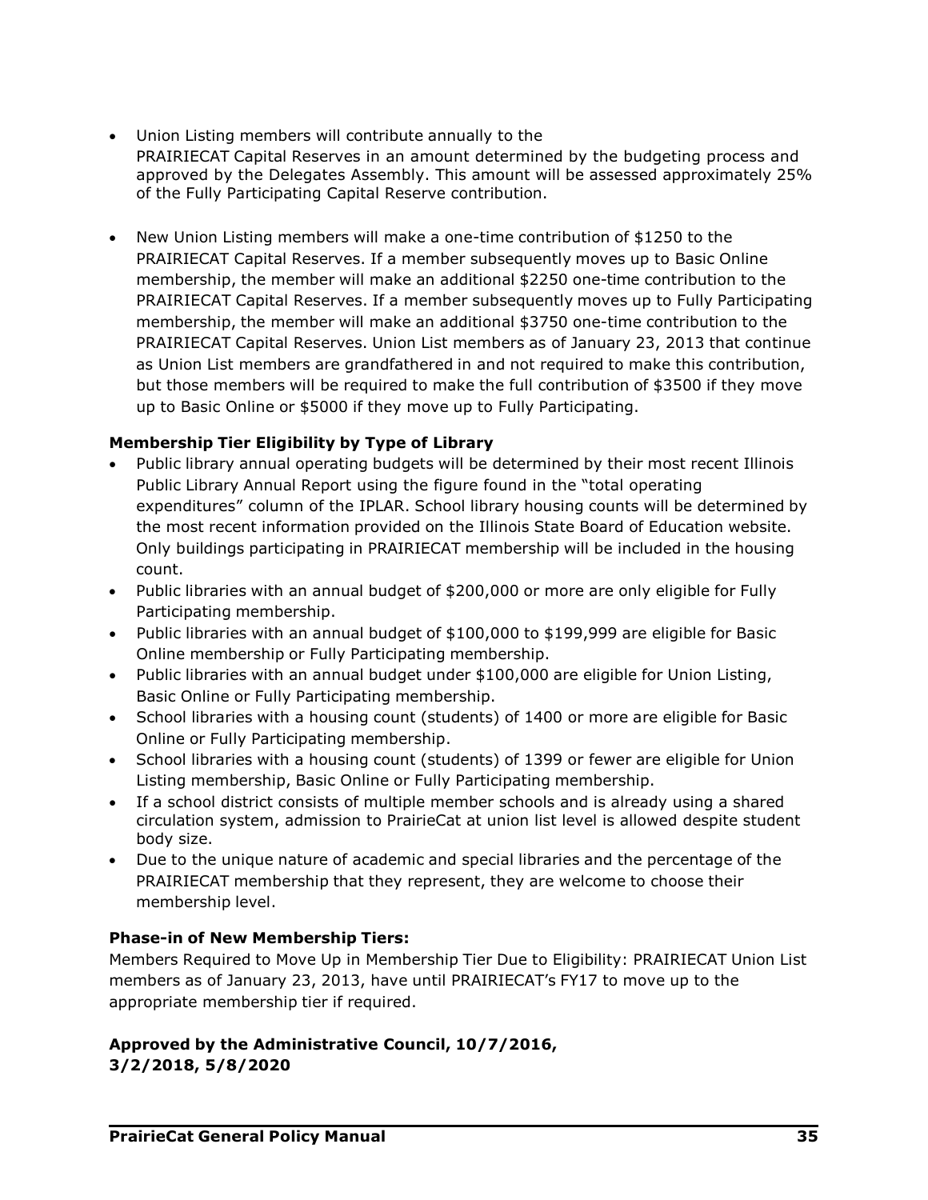- Union Listing members will contribute annually to the PRAIRIECAT Capital Reserves in an amount determined by the budgeting process and approved by the Delegates Assembly. This amount will be assessed approximately 25% of the Fully Participating Capital Reserve contribution.

- New Union Listing members will make a one-time contribution of $1250 to the PRAIRIECAT Capital Reserves. If a member subsequently moves up to Basic Online membership, the member will make an additional $2250 one-time contribution to the PRAIRIECAT Capital Reserves. If a member subsequently moves up to Fully Participating membership, the member will make an additional $3750 one-time contribution to the PRAIRIECAT Capital Reserves. Union List members as of January 23, 2013 that continue as Union List members are grandfathered in and not required to make this contribution, but those members will be required to make the full contribution of $3500 if they move up to Basic Online or $5000 if they move up to Fully Participating.

**Membership Tier Eligibility by Type of Library**

- Public library annual operating budgets will be determined by their most recent Illinois Public Library Annual Report using the figure found in the "total operating expenditures" column of the IPLAR. School library housing counts will be determined by the most recent information provided on the Illinois State Board of Education website. Only buildings participating in PRAIRIECAT membership will be included in the housing count.
- Public libraries with an annual budget of $200,000 or more are only eligible for Fully Participating membership.
- Public libraries with an annual budget of $100,000 to $199,999 are eligible for Basic Online membership or Fully Participating membership.
- Public libraries with an annual budget under $100,000 are eligible for Union Listing, Basic Online or Fully Participating membership.
- School libraries with a housing count (students) of 1400 or more are eligible for Basic Online or Fully Participating membership.
- School libraries with a housing count (students) of 1399 or fewer are eligible for Union Listing membership, Basic Online or Fully Participating membership.
- If a school district consists of multiple member schools and is already using a shared circulation system, admission to PrairieCat at union list level is allowed despite student body size.
- Due to the unique nature of academic and special libraries and the percentage of the PRAIRIECAT membership that they represent, they are welcome to choose their membership level.

**Phase-in of New Membership Tiers:**

Members Required to Move Up in Membership Tier Due to Eligibility: PRAIRIECAT Union List members as of January 23, 2013, have until PRAIRIECAT's FY17 to move up to the appropriate membership tier if required.

**Approved by the Administrative Council, 10/7/2016, 3/2/2018, 5/8/2020**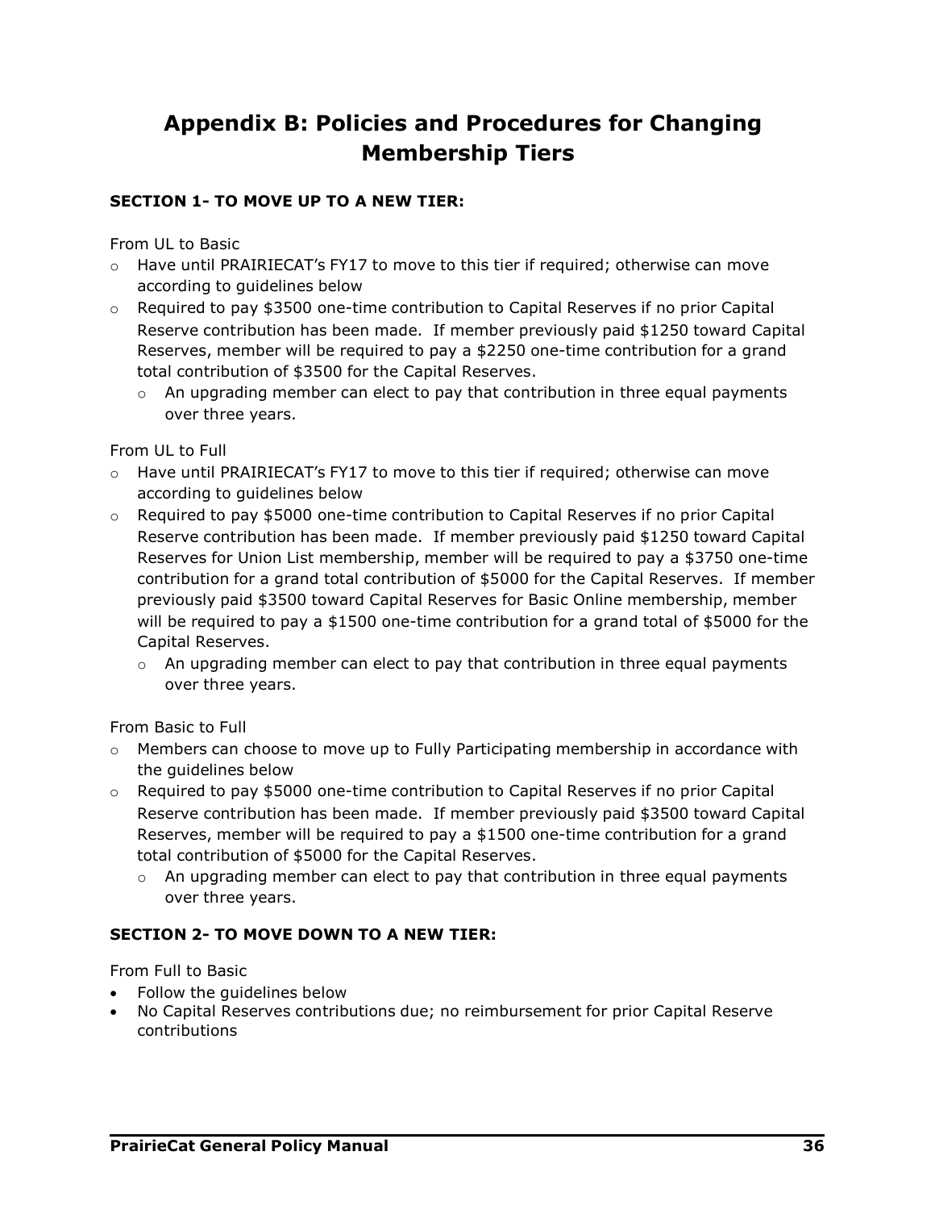# Appendix B: Policies and Procedures for Changing Membership Tiers

**SECTION 1- TO MOVE UP TO A NEW TIER:**

From UL to Basic

- Have until PRAIRIECAT's FY17 to move to this tier if required; otherwise can move according to guidelines below
- Required to pay $3500 one-time contribution to Capital Reserves if no prior Capital Reserve contribution has been made. If member previously paid $1250 toward Capital Reserves, member will be required to pay a $2250 one-time contribution for a grand total contribution of $3500 for the Capital Reserves.
  - An upgrading member can elect to pay that contribution in three equal payments over three years.

From UL to Full

- Have until PRAIRIECAT's FY17 to move to this tier if required; otherwise can move according to guidelines below
- Required to pay $5000 one-time contribution to Capital Reserves if no prior Capital Reserve contribution has been made. If member previously paid $1250 toward Capital Reserves for Union List membership, member will be required to pay a $3750 one-time contribution for a grand total contribution of $5000 for the Capital Reserves. If member previously paid $3500 toward Capital Reserves for Basic Online membership, member will be required to pay a $1500 one-time contribution for a grand total of $5000 for the Capital Reserves.
  - An upgrading member can elect to pay that contribution in three equal payments over three years.

From Basic to Full

- Members can choose to move up to Fully Participating membership in accordance with the guidelines below
- Required to pay $5000 one-time contribution to Capital Reserves if no prior Capital Reserve contribution has been made. If member previously paid $3500 toward Capital Reserves, member will be required to pay a $1500 one-time contribution for a grand total contribution of $5000 for the Capital Reserves.
  - An upgrading member can elect to pay that contribution in three equal payments over three years.

**SECTION 2- TO MOVE DOWN TO A NEW TIER:**

From Full to Basic

- Follow the guidelines below
- No Capital Reserves contributions due; no reimbursement for prior Capital Reserve contributions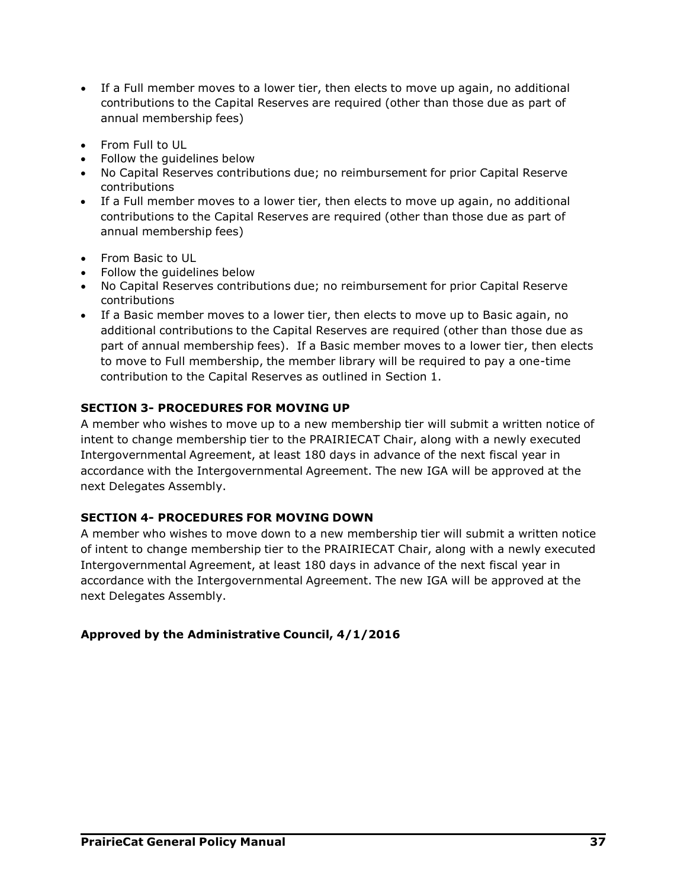- If a Full member moves to a lower tier, then elects to move up again, no additional contributions to the Capital Reserves are required (other than those due as part of annual membership fees)

- From Full to UL
- Follow the guidelines below
- No Capital Reserves contributions due; no reimbursement for prior Capital Reserve contributions
- If a Full member moves to a lower tier, then elects to move up again, no additional contributions to the Capital Reserves are required (other than those due as part of annual membership fees)

- From Basic to UL
- Follow the guidelines below
- No Capital Reserves contributions due; no reimbursement for prior Capital Reserve contributions
- If a Basic member moves to a lower tier, then elects to move up to Basic again, no additional contributions to the Capital Reserves are required (other than those due as part of annual membership fees). If a Basic member moves to a lower tier, then elects to move to Full membership, the member library will be required to pay a one-time contribution to the Capital Reserves as outlined in Section 1.

**SECTION 3- PROCEDURES FOR MOVING UP**

A member who wishes to move up to a new membership tier will submit a written notice of intent to change membership tier to the PRAIRIECAT Chair, along with a newly executed Intergovernmental Agreement, at least 180 days in advance of the next fiscal year in accordance with the Intergovernmental Agreement. The new IGA will be approved at the next Delegates Assembly.

**SECTION 4- PROCEDURES FOR MOVING DOWN**

A member who wishes to move down to a new membership tier will submit a written notice of intent to change membership tier to the PRAIRIECAT Chair, along with a newly executed Intergovernmental Agreement, at least 180 days in advance of the next fiscal year in accordance with the Intergovernmental Agreement. The new IGA will be approved at the next Delegates Assembly.

**Approved by the Administrative Council, 4/1/2016**